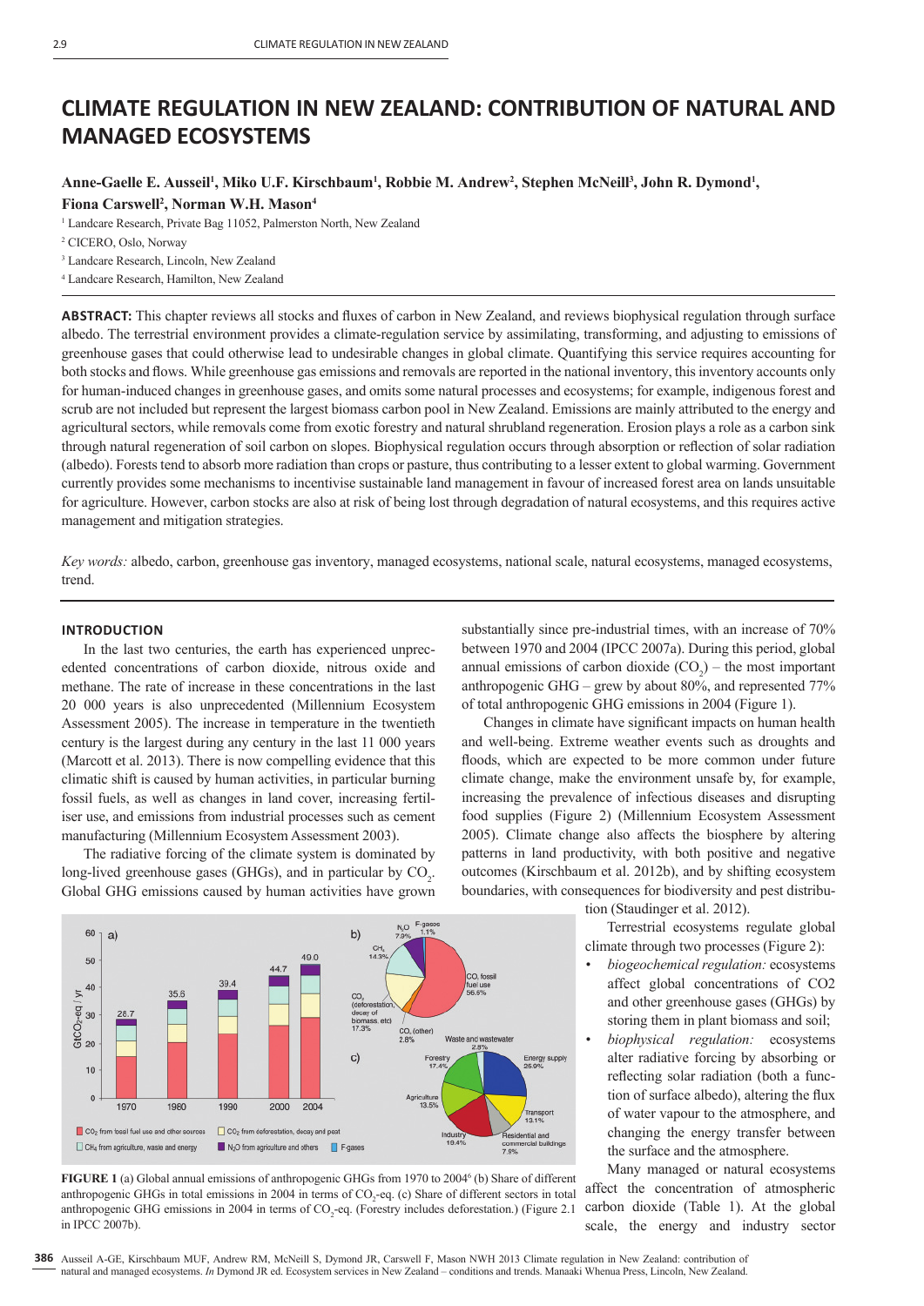# CLIMATE REGULATION IN NEW ZEALAND: CONTRIBUTION OF NATURAL AND MANAGED ECOSYSTEMS

**Anne-Gaelle E. Ausseil[1], Miko U.F. Kirschbaum[1], Robbie M. Andrew[2], Stephen McNeill[3], John R. Dymond[1], Fiona Carswell[2], Norman W.H. Mason[4]**

[1] Landcare Research, Private Bag 11052, Palmerston North, New Zealand
[2] CICERO, Oslo, Norway
[3] Landcare Research, Lincoln, New Zealand
[4] Landcare Research, Hamilton, New Zealand

**ABSTRACT:** This chapter reviews all stocks and fluxes of carbon in New Zealand, and reviews biophysical regulation through surface albedo. The terrestrial environment provides a climate-regulation service by assimilating, transforming, and adjusting to emissions of greenhouse gases that could otherwise lead to undesirable changes in global climate. Quantifying this service requires accounting for both stocks and flows. While greenhouse gas emissions and removals are reported in the national inventory, this inventory accounts only for human-induced changes in greenhouse gases, and omits some natural processes and ecosystems; for example, indigenous forest and scrub are not included but represent the largest biomass carbon pool in New Zealand. Emissions are mainly attributed to the energy and agricultural sectors, while removals come from exotic forestry and natural shrubland regeneration. Erosion plays a role as a carbon sink through natural regeneration of soil carbon on slopes. Biophysical regulation occurs through absorption or reflection of solar radiation (albedo). Forests tend to absorb more radiation than crops or pasture, thus contributing to a lesser extent to global warming. Government currently provides some mechanisms to incentivise sustainable land management in favour of increased forest area on lands unsuitable for agriculture. However, carbon stocks are also at risk of being lost through degradation of natural ecosystems, and this requires active management and mitigation strategies.

*Key words:* albedo, carbon, greenhouse gas inventory, managed ecosystems, national scale, natural ecosystems, managed ecosystems, trend.

## INTRODUCTION

In the last two centuries, the earth has experienced unprecedented concentrations of carbon dioxide, nitrous oxide and methane. The rate of increase in these concentrations in the last 20 000 years is also unprecedented (Millennium Ecosystem Assessment 2005). The increase in temperature in the twentieth century is the largest during any century in the last 11 000 years (Marcott et al. 2013). There is now compelling evidence that this climatic shift is caused by human activities, in particular burning fossil fuels, as well as changes in land cover, increasing fertiliser use, and emissions from industrial processes such as cement manufacturing (Millennium Ecosystem Assessment 2003).

The radiative forcing of the climate system is dominated by long-lived greenhouse gases (GHGs), and in particular by $CO_2$. Global GHG emissions caused by human activities have grown substantially since pre-industrial times, with an increase of 70% between 1970 and 2004 (IPCC 2007a). During this period, global annual emissions of carbon dioxide ($CO_2$) – the most important anthropogenic GHG – grew by about 80%, and represented 77% of total anthropogenic GHG emissions in 2004 (Figure 1).

Changes in climate have significant impacts on human health and well-being. Extreme weather events such as droughts and floods, which are expected to be more common under future climate change, make the environment unsafe by, for example, increasing the prevalence of infectious diseases and disrupting food supplies (Figure 2) (Millennium Ecosystem Assessment 2005). Climate change also affects the biosphere by altering patterns in land productivity, with both positive and negative outcomes (Kirschbaum et al. 2012b), and by shifting ecosystem boundaries, with consequences for biodiversity and pest distribution (Staudinger et al. 2012).

Terrestrial ecosystems regulate global climate through two processes (Figure 2):

- *biogeochemical regulation:* ecosystems affect global concentrations of CO2 and other greenhouse gases (GHGs) by storing them in plant biomass and soil;
- *biophysical regulation:* ecosystems alter radiative forcing by absorbing or reflecting solar radiation (both a function of surface albedo), altering the flux of water vapour to the atmosphere, and changing the energy transfer between the surface and the atmosphere.

Many managed or natural ecosystems affect the concentration of atmospheric carbon dioxide (Table 1). At the global scale, the energy and industry sector

**FIGURE 1** (a) Global annual emissions of anthropogenic GHGs from 1970 to 2004[6] (b) Share of different anthropogenic GHGs in total emissions in 2004 in terms of $CO_2$-eq. (c) Share of different sectors in total anthropogenic GHG emissions in 2004 in terms of $CO_2$-eq. (Forestry includes deforestation.) (Figure 2.1 in IPCC 2007b).

Ausseil A-GE, Kirschbaum MUF, Andrew RM, McNeill S, Dymond JR, Carswell F, Mason NWH 2013 Climate regulation in New Zealand: contribution of natural and managed ecosystems. *In* Dymond JR ed. Ecosystem services in New Zealand – conditions and trends. Manaaki Whenua Press, Lincoln, New Zealand.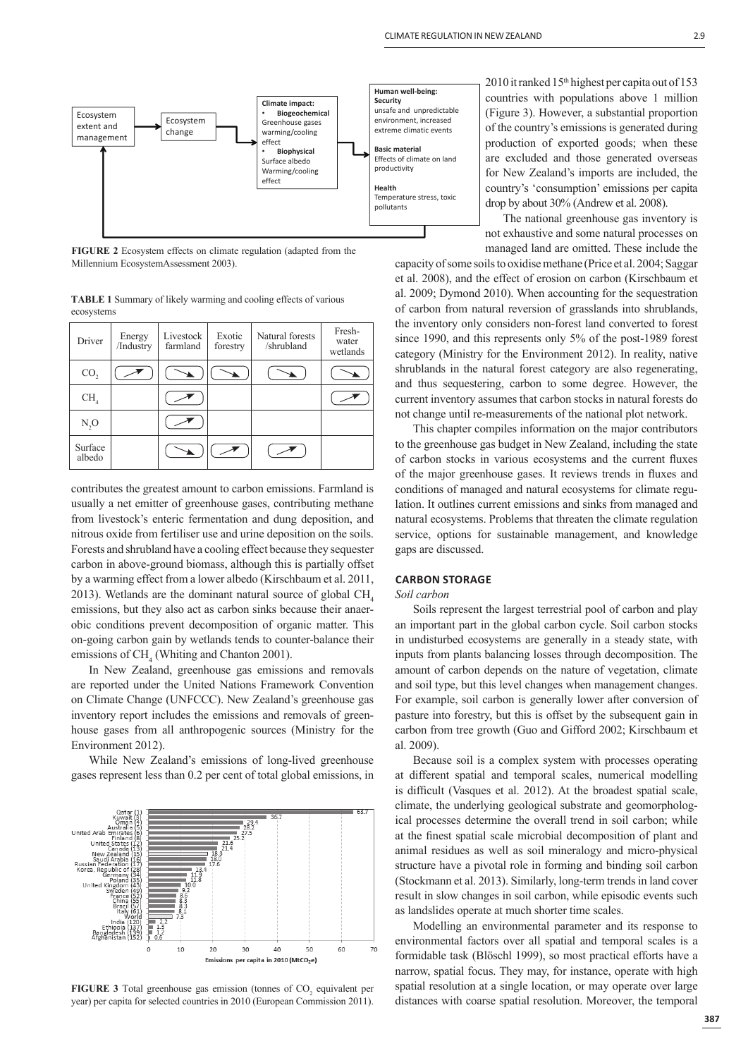**FIGURE 2** Ecosystem effects on climate regulation (adapted from the Millennium EcosystemAssessment 2003).

**TABLE 1** Summary of likely warming and cooling effects of various ecosystems

| Driver | Energy /Industry | Livestock farmland | Exotic forestry | Natural forests /shrubland | Fresh-water wetlands |
|---|---|---|---|---|---|
| $CO_2$ | ↗ | ↘ | ↘ | ↘ | ↘ |
| $CH_4$ | | ↗ | | | ↗ |
| $N_2O$ | | ↗ | | | |
| Surface albedo | | ↘ | ↗ | ↗ | |

contributes the greatest amount to carbon emissions. Farmland is usually a net emitter of greenhouse gases, contributing methane from livestock's enteric fermentation and dung deposition, and nitrous oxide from fertiliser use and urine deposition on the soils. Forests and shrubland have a cooling effect because they sequester carbon in above-ground biomass, although this is partially offset by a warming effect from a lower albedo (Kirschbaum et al. 2011, 2013). Wetlands are the dominant natural source of global $CH_4$ emissions, but they also act as carbon sinks because their anaerobic conditions prevent decomposition of organic matter. This on-going carbon gain by wetlands tends to counter-balance their emissions of $CH_4$ (Whiting and Chanton 2001).

In New Zealand, greenhouse gas emissions and removals are reported under the United Nations Framework Convention on Climate Change (UNFCCC). New Zealand's greenhouse gas inventory report includes the emissions and removals of greenhouse gases from all anthropogenic sources (Ministry for the Environment 2012).

While New Zealand's emissions of long-lived greenhouse gases represent less than 0.2 per cent of total global emissions, in 2010 it ranked 15th highest per capita out of 153 countries with populations above 1 million (Figure 3). However, a substantial proportion of the country's emissions is generated during production of exported goods; when these are excluded and those generated overseas for New Zealand's imports are included, the country's 'consumption' emissions per capita drop by about 30% (Andrew et al. 2008).

**FIGURE 3** Total greenhouse gas emission (tonnes of $CO_2$ equivalent per year) per capita for selected countries in 2010 (European Commission 2011).

The national greenhouse gas inventory is not exhaustive and some natural processes on managed land are omitted. These include the capacity of some soils to oxidise methane (Price et al. 2004; Saggar et al. 2008), and the effect of erosion on carbon (Kirschbaum et al. 2009; Dymond 2010). When accounting for the sequestration of carbon from natural reversion of grasslands into shrublands, the inventory only considers non-forest land converted to forest since 1990, and this represents only 5% of the post-1989 forest category (Ministry for the Environment 2012). In reality, native shrublands in the natural forest category are also regenerating, and thus sequestering, carbon to some degree. However, the current inventory assumes that carbon stocks in natural forests do not change until re-measurements of the national plot network.

This chapter compiles information on the major contributors to the greenhouse gas budget in New Zealand, including the state of carbon stocks in various ecosystems and the current fluxes of the major greenhouse gases. It reviews trends in fluxes and conditions of managed and natural ecosystems for climate regulation. It outlines current emissions and sinks from managed and natural ecosystems. Problems that threaten the climate regulation service, options for sustainable management, and knowledge gaps are discussed.

## CARBON STORAGE

### *Soil carbon*

Soils represent the largest terrestrial pool of carbon and play an important part in the global carbon cycle. Soil carbon stocks in undisturbed ecosystems are generally in a steady state, with inputs from plants balancing losses through decomposition. The amount of carbon depends on the nature of vegetation, climate and soil type, but this level changes when management changes. For example, soil carbon is generally lower after conversion of pasture into forestry, but this is offset by the subsequent gain in carbon from tree growth (Guo and Gifford 2002; Kirschbaum et al. 2009).

Because soil is a complex system with processes operating at different spatial and temporal scales, numerical modelling is difficult (Vasques et al. 2012). At the broadest spatial scale, climate, the underlying geological substrate and geomorphological processes determine the overall trend in soil carbon; while at the finest spatial scale microbial decomposition of plant and animal residues as well as soil mineralogy and micro-physical structure have a pivotal role in forming and binding soil carbon (Stockmann et al. 2013). Similarly, long-term trends in land cover result in slow changes in soil carbon, while episodic events such as landslides operate at much shorter time scales.

Modelling an environmental parameter and its response to environmental factors over all spatial and temporal scales is a formidable task (Blöschl 1999), so most practical efforts have a narrow, spatial focus. They may, for instance, operate with high spatial resolution at a single location, or may operate over large distances with coarse spatial resolution. Moreover, the temporal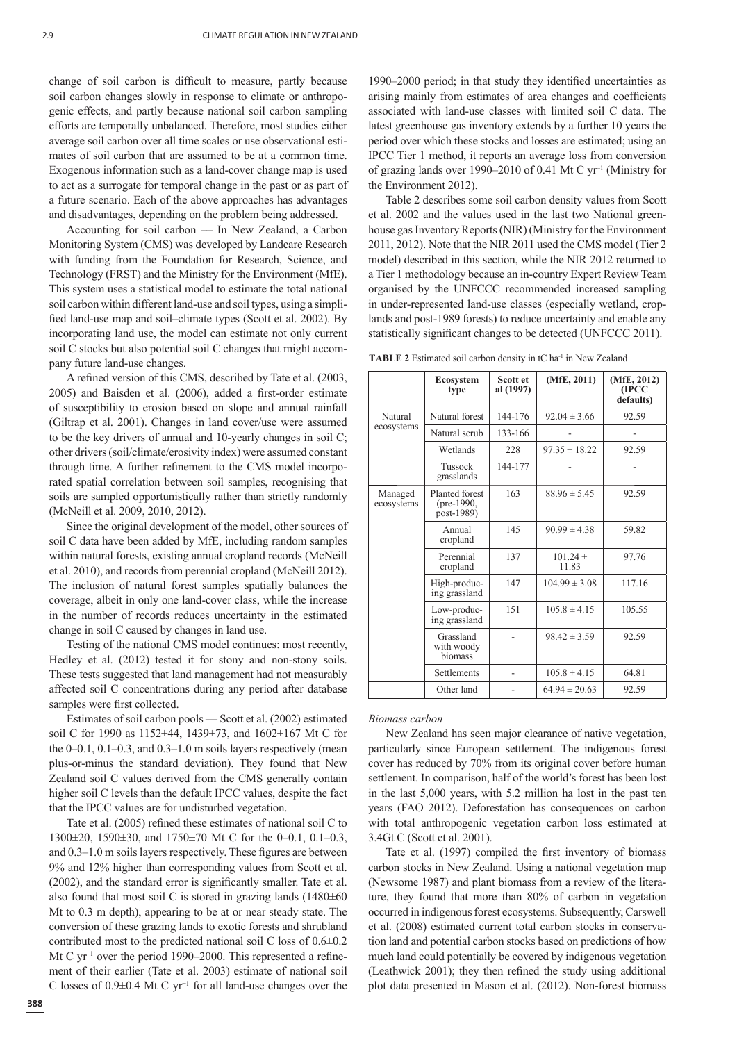change of soil carbon is difficult to measure, partly because soil carbon changes slowly in response to climate or anthropogenic effects, and partly because national soil carbon sampling efforts are temporally unbalanced. Therefore, most studies either average soil carbon over all time scales or use observational estimates of soil carbon that are assumed to be at a common time. Exogenous information such as a land-cover change map is used to act as a surrogate for temporal change in the past or as part of a future scenario. Each of the above approaches has advantages and disadvantages, depending on the problem being addressed.

Accounting for soil carbon — In New Zealand, a Carbon Monitoring System (CMS) was developed by Landcare Research with funding from the Foundation for Research, Science, and Technology (FRST) and the Ministry for the Environment (MfE). This system uses a statistical model to estimate the total national soil carbon within different land-use and soil types, using a simplified land-use map and soil–climate types (Scott et al. 2002). By incorporating land use, the model can estimate not only current soil C stocks but also potential soil C changes that might accompany future land-use changes.

A refined version of this CMS, described by Tate et al. (2003, 2005) and Baisden et al. (2006), added a first-order estimate of susceptibility to erosion based on slope and annual rainfall (Giltrap et al. 2001). Changes in land cover/use were assumed to be the key drivers of annual and 10-yearly changes in soil C; other drivers (soil/climate/erosivity index) were assumed constant through time. A further refinement to the CMS model incorporated spatial correlation between soil samples, recognising that soils are sampled opportunistically rather than strictly randomly (McNeill et al. 2009, 2010, 2012).

Since the original development of the model, other sources of soil C data have been added by MfE, including random samples within natural forests, existing annual cropland records (McNeill et al. 2010), and records from perennial cropland (McNeill 2012). The inclusion of natural forest samples spatially balances the coverage, albeit in only one land-cover class, while the increase in the number of records reduces uncertainty in the estimated change in soil C caused by changes in land use.

Testing of the national CMS model continues: most recently, Hedley et al. (2012) tested it for stony and non-stony soils. These tests suggested that land management had not measurably affected soil C concentrations during any period after database samples were first collected.

Estimates of soil carbon pools — Scott et al. (2002) estimated soil C for 1990 as 1152±44, 1439±73, and 1602±167 Mt C for the 0–0.1, 0.1–0.3, and 0.3–1.0 m soils layers respectively (mean plus-or-minus the standard deviation). They found that New Zealand soil C values derived from the CMS generally contain higher soil C levels than the default IPCC values, despite the fact that the IPCC values are for undisturbed vegetation.

Tate et al. (2005) refined these estimates of national soil C to 1300±20, 1590±30, and 1750±70 Mt C for the 0–0.1, 0.1–0.3, and 0.3–1.0 m soils layers respectively. These figures are between 9% and 12% higher than corresponding values from Scott et al. (2002), and the standard error is significantly smaller. Tate et al. also found that most soil C is stored in grazing lands (1480±60 Mt to 0.3 m depth), appearing to be at or near steady state. The conversion of these grazing lands to exotic forests and shrubland contributed most to the predicted national soil C loss of 0.6±0.2 Mt C $yr^{-1}$ over the period 1990–2000. This represented a refinement of their earlier (Tate et al. 2003) estimate of national soil C losses of 0.9±0.4 Mt C $yr^{-1}$ for all land-use changes over the 1990–2000 period; in that study they identified uncertainties as arising mainly from estimates of area changes and coefficients associated with land-use classes with limited soil C data. The latest greenhouse gas inventory extends by a further 10 years the period over which these stocks and losses are estimated; using an IPCC Tier 1 method, it reports an average loss from conversion of grazing lands over 1990–2010 of 0.41 Mt C $yr^{-1}$ (Ministry for the Environment 2012).

Table 2 describes some soil carbon density values from Scott et al. 2002 and the values used in the last two National greenhouse gas Inventory Reports (NIR) (Ministry for the Environment 2011, 2012). Note that the NIR 2011 used the CMS model (Tier 2 model) described in this section, while the NIR 2012 returned to a Tier 1 methodology because an in-country Expert Review Team organised by the UNFCCC recommended increased sampling in under-represented land-use classes (especially wetland, croplands and post-1989 forests) to reduce uncertainty and enable any statistically significant changes to be detected (UNFCCC 2011).

**TABLE 2** Estimated soil carbon density in tC $ha^{-1}$ in New Zealand

| | Ecosystem type | Scott et al (1997) | (MfE, 2011) | (MfE, 2012) (IPCC defaults) |
|---|---|---|---|---|
| Natural ecosystems | Natural forest | 144-176 | 92.04 ± 3.66 | 92.59 |
| | Natural scrub | 133-166 | - | - |
| | Wetlands | 228 | 97.35 ± 18.22 | 92.59 |
| | Tussock grasslands | 144-177 | - | - |
| Managed ecosystems | Planted forest (pre-1990, post-1989) | 163 | 88.96 ± 5.45 | 92.59 |
| | Annual cropland | 145 | 90.99 ± 4.38 | 59.82 |
| | Perennial cropland | 137 | 101.24 ± 11.83 | 97.76 |
| | High-producing grassland | 147 | 104.99 ± 3.08 | 117.16 |
| | Low-producing grassland | 151 | 105.8 ± 4.15 | 105.55 |
| | Grassland with woody biomass | - | 98.42 ± 3.59 | 92.59 |
| | Settlements | - | 105.8 ± 4.15 | 64.81 |
| | Other land | - | 64.94 ± 20.63 | 92.59 |

*Biomass carbon*

New Zealand has seen major clearance of native vegetation, particularly since European settlement. The indigenous forest cover has reduced by 70% from its original cover before human settlement. In comparison, half of the world's forest has been lost in the last 5,000 years, with 5.2 million ha lost in the past ten years (FAO 2012). Deforestation has consequences on carbon with total anthropogenic vegetation carbon loss estimated at 3.4Gt C (Scott et al. 2001).

Tate et al. (1997) compiled the first inventory of biomass carbon stocks in New Zealand. Using a national vegetation map (Newsome 1987) and plant biomass from a review of the literature, they found that more than 80% of carbon in vegetation occurred in indigenous forest ecosystems. Subsequently, Carswell et al. (2008) estimated current total carbon stocks in conservation land and potential carbon stocks based on predictions of how much land could potentially be covered by indigenous vegetation (Leathwick 2001); they then refined the study using additional plot data presented in Mason et al. (2012). Non-forest biomass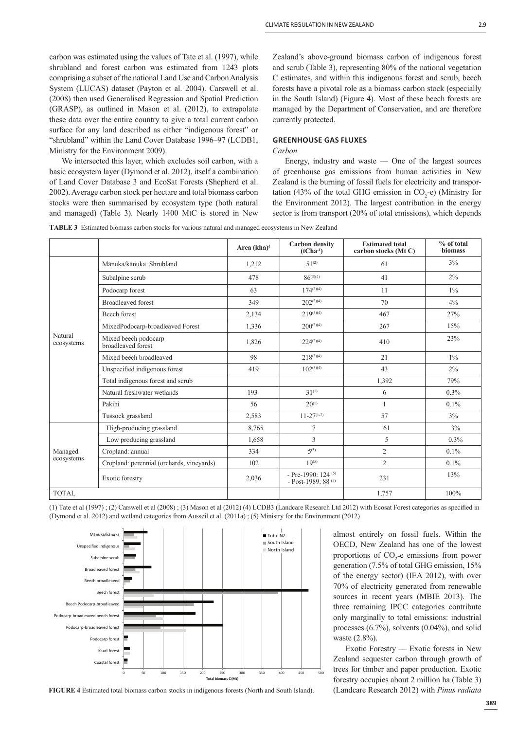carbon was estimated using the values of Tate et al. (1997), while shrubland and forest carbon was estimated from 1243 plots comprising a subset of the national Land Use and Carbon Analysis System (LUCAS) dataset (Payton et al. 2004). Carswell et al. (2008) then used Generalised Regression and Spatial Prediction (GRASP), as outlined in Mason et al. (2012), to extrapolate these data over the entire country to give a total current carbon surface for any land described as either "indigenous forest" or "shrubland" within the Land Cover Database 1996–97 (LCDB1, Ministry for the Environment 2009).

We intersected this layer, which excludes soil carbon, with a basic ecosystem layer (Dymond et al. 2012), itself a combination of Land Cover Database 3 and EcoSat Forests (Shepherd et al. 2002). Average carbon stock per hectare and total biomass carbon stocks were then summarised by ecosystem type (both natural and managed) (Table 3). Nearly 1400 MtC is stored in New Zealand's above-ground biomass carbon of indigenous forest and scrub (Table 3), representing 80% of the national vegetation C estimates, and within this indigenous forest and scrub, beech forests have a pivotal role as a biomass carbon stock (especially in the South Island) (Figure 4). Most of these beech forests are managed by the Department of Conservation, and are therefore currently protected.

## GREENHOUSE GAS FLUXES

### *Carbon*

Energy, industry and waste — One of the largest sources of greenhouse gas emissions from human activities in New Zealand is the burning of fossil fuels for electricity and transportation (43% of the total GHG emission in $CO_2$-e) (Ministry for the Environment 2012). The largest contribution in the energy sector is from transport (20% of total emissions), which depends almost entirely on fossil fuels. Within the OECD, New Zealand has one of the lowest proportions of $CO_2$-e emissions from power generation (7.5% of total GHG emission, 15% of the energy sector) (IEA 2012), with over 70% of electricity generated from renewable sources in recent years (MBIE 2013). The three remaining IPCC categories contribute only marginally to total emissions: industrial processes (6.7%), solvents (0.04%), and solid waste (2.8%).

Exotic Forestry — Exotic forests in New Zealand sequester carbon through growth of trees for timber and paper production. Exotic forestry occupies about 2 million ha (Table 3) (Landcare Research 2012) with *Pinus radiata*

**TABLE 3** Estimated biomass carbon stocks for various natural and managed ecosystems in New Zealand

| | | Area (kha)[4] | Carbon density ($tCha^{-1}$) | Estimated total carbon stocks (Mt C) | % of total biomass |
|---|---|---|---|---|---|
| Natural ecosystems | Mānuka/kānuka Shrubland | 1,212 | 51[2] | 61 | 3% |
| | Subalpine scrub | 478 | 86[3][4] | 41 | 2% |
| | Podocarp forest | 63 | 174[3][4] | 11 | 1% |
| | Broadleaved forest | 349 | 202[3][4] | 70 | 4% |
| | Beech forest | 2,134 | 219[3][4] | 467 | 27% |
| | MixedPodocarp-broadleaved Forest | 1,336 | 200[3][4] | 267 | 15% |
| | Mixed beech podocarp broadleaved forest | 1,826 | 224[3][4] | 410 | 23% |
| | Mixed beech broadleaved | 98 | 218[3][4] | 21 | 1% |
| | Unspecified indigenous forest | 419 | 102[3][4] | 43 | 2% |
| | Total indigenous forest and scrub | | | 1,392 | 79% |
| | Natural freshwater wetlands | 193 | 31[1] | 6 | 0.3% |
| | Pakihi | 56 | 20[1] | 1 | 0.1% |
| | Tussock grassland | 2,583 | 11-27[1-2] | 57 | 3% |
| Managed ecosystems | High-producing grassland | 8,765 | 7 | 61 | 3% |
| | Low producing grassland | 1,658 | 3 | 5 | 0.3% |
| | Cropland: annual | 334 | 5[5] | 2 | 0.1% |
| | Cropland: perennial (orchards, vineyards) | 102 | 19[5] | 2 | 0.1% |
| | Exotic forestry | 2,036 | - Pre-1990: 124 [5] - Post-1989: 88 [5] | 231 | 13% |
| TOTAL | | | | 1,757 | 100% |

(1) Tate et al (1997) ; (2) Carswell et al (2008) ; (3) Mason et al (2012) (4) LCDB3 (Landcare Research Ltd 2012) with Ecosat Forest categories as specified in (Dymond et al. 2012) and wetland categories from Ausseil et al. (2011a) ; (5) Ministry for the Environment (2012)

**FIGURE 4** Estimated total biomass carbon stocks in indigenous forests (North and South Island).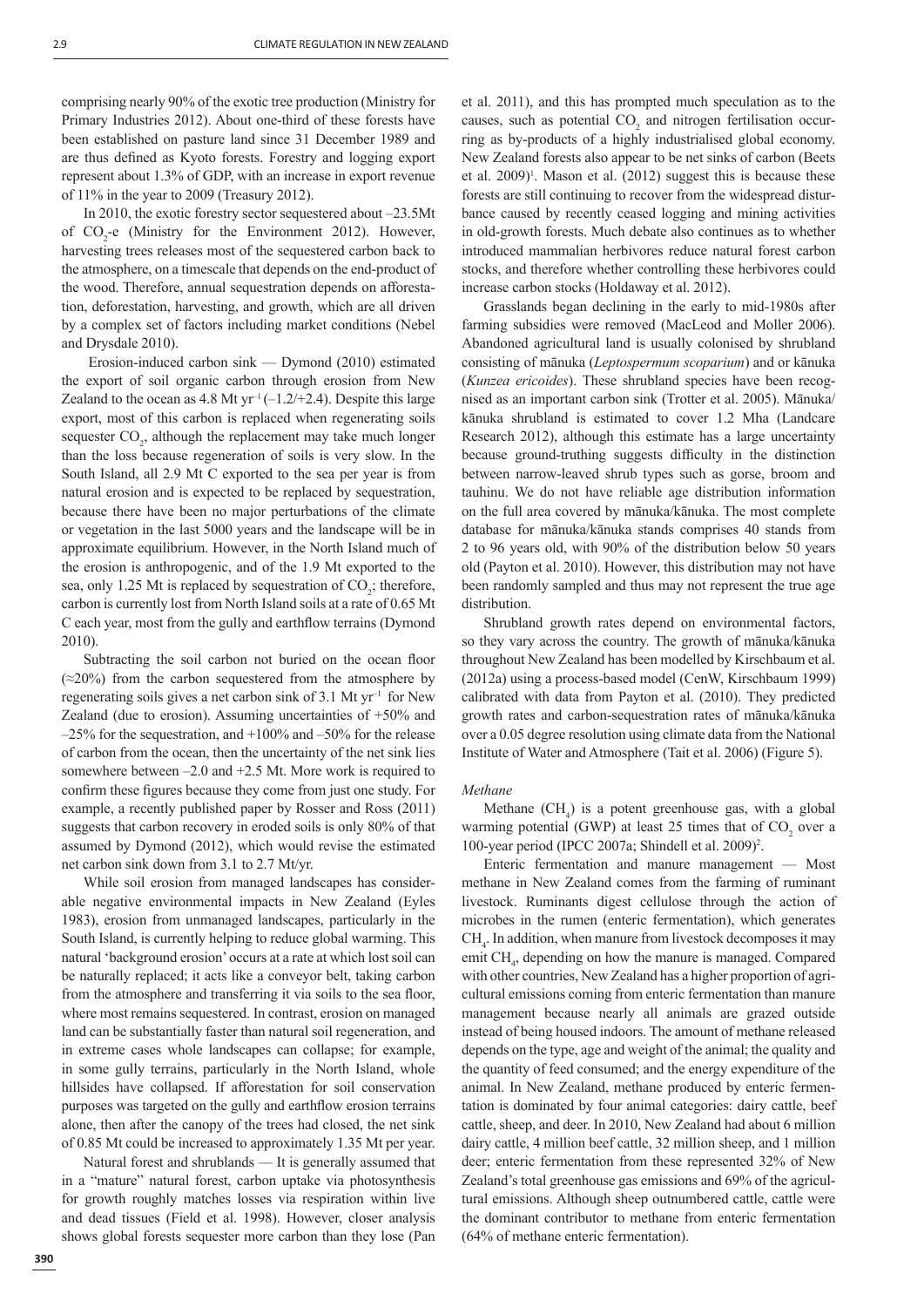comprising nearly 90% of the exotic tree production (Ministry for Primary Industries 2012). About one-third of these forests have been established on pasture land since 31 December 1989 and are thus defined as Kyoto forests. Forestry and logging export represent about 1.3% of GDP, with an increase in export revenue of 11% in the year to 2009 (Treasury 2012).

In 2010, the exotic forestry sector sequestered about –23.5Mt of $CO_2$-e (Ministry for the Environment 2012). However, harvesting trees releases most of the sequestered carbon back to the atmosphere, on a timescale that depends on the end-product of the wood. Therefore, annual sequestration depends on afforestation, deforestation, harvesting, and growth, which are all driven by a complex set of factors including market conditions (Nebel and Drysdale 2010).

Erosion-induced carbon sink — Dymond (2010) estimated the export of soil organic carbon through erosion from New Zealand to the ocean as 4.8 Mt $yr^{-1}$ (–1.2/+2.4). Despite this large export, most of this carbon is replaced when regenerating soils sequester $CO_2$, although the replacement may take much longer than the loss because regeneration of soils is very slow. In the South Island, all 2.9 Mt C exported to the sea per year is from natural erosion and is expected to be replaced by sequestration, because there have been no major perturbations of the climate or vegetation in the last 5000 years and the landscape will be in approximate equilibrium. However, in the North Island much of the erosion is anthropogenic, and of the 1.9 Mt exported to the sea, only 1.25 Mt is replaced by sequestration of $CO_2$; therefore, carbon is currently lost from North Island soils at a rate of 0.65 Mt C each year, most from the gully and earthflow terrains (Dymond 2010).

Subtracting the soil carbon not buried on the ocean floor (≈20%) from the carbon sequestered from the atmosphere by regenerating soils gives a net carbon sink of 3.1 Mt $yr^{-1}$ for New Zealand (due to erosion). Assuming uncertainties of +50% and –25% for the sequestration, and +100% and –50% for the release of carbon from the ocean, then the uncertainty of the net sink lies somewhere between –2.0 and +2.5 Mt. More work is required to confirm these figures because they come from just one study. For example, a recently published paper by Rosser and Ross (2011) suggests that carbon recovery in eroded soils is only 80% of that assumed by Dymond (2012), which would revise the estimated net carbon sink down from 3.1 to 2.7 Mt/yr.

While soil erosion from managed landscapes has considerable negative environmental impacts in New Zealand (Eyles 1983), erosion from unmanaged landscapes, particularly in the South Island, is currently helping to reduce global warming. This natural 'background erosion' occurs at a rate at which lost soil can be naturally replaced; it acts like a conveyor belt, taking carbon from the atmosphere and transferring it via soils to the sea floor, where most remains sequestered. In contrast, erosion on managed land can be substantially faster than natural soil regeneration, and in extreme cases whole landscapes can collapse; for example, in some gully terrains, particularly in the North Island, whole hillsides have collapsed. If afforestation for soil conservation purposes was targeted on the gully and earthflow erosion terrains alone, then after the canopy of the trees had closed, the net sink of 0.85 Mt could be increased to approximately 1.35 Mt per year.

Natural forest and shrublands — It is generally assumed that in a "mature" natural forest, carbon uptake via photosynthesis for growth roughly matches losses via respiration within live and dead tissues (Field et al. 1998). However, closer analysis shows global forests sequester more carbon than they lose (Pan et al. 2011), and this has prompted much speculation as to the causes, such as potential $CO_2$ and nitrogen fertilisation occurring as by-products of a highly industrialised global economy. New Zealand forests also appear to be net sinks of carbon (Beets et al. 2009)[1]. Mason et al. (2012) suggest this is because these forests are still continuing to recover from the widespread disturbance caused by recently ceased logging and mining activities in old-growth forests. Much debate also continues as to whether introduced mammalian herbivores reduce natural forest carbon stocks, and therefore whether controlling these herbivores could increase carbon stocks (Holdaway et al. 2012).

Grasslands began declining in the early to mid-1980s after farming subsidies were removed (MacLeod and Moller 2006). Abandoned agricultural land is usually colonised by shrubland consisting of mānuka (*Leptospermum scoparium*) and or kānuka (*Kunzea ericoides*). These shrubland species have been recognised as an important carbon sink (Trotter et al. 2005). Mānuka/kānuka shrubland is estimated to cover 1.2 Mha (Landcare Research 2012), although this estimate has a large uncertainty because ground-truthing suggests difficulty in the distinction between narrow-leaved shrub types such as gorse, broom and tauhinu. We do not have reliable age distribution information on the full area covered by mānuka/kānuka. The most complete database for mānuka/kānuka stands comprises 40 stands from 2 to 96 years old, with 90% of the distribution below 50 years old (Payton et al. 2010). However, this distribution may not have been randomly sampled and thus may not represent the true age distribution.

Shrubland growth rates depend on environmental factors, so they vary across the country. The growth of mānuka/kānuka throughout New Zealand has been modelled by Kirschbaum et al. (2012a) using a process-based model (CenW, Kirschbaum 1999) calibrated with data from Payton et al. (2010). They predicted growth rates and carbon-sequestration rates of mānuka/kānuka over a 0.05 degree resolution using climate data from the National Institute of Water and Atmosphere (Tait et al. 2006) (Figure 5).

### *Methane*

Methane ($CH_4$) is a potent greenhouse gas, with a global warming potential (GWP) at least 25 times that of $CO_2$ over a 100-year period (IPCC 2007a; Shindell et al. 2009)[2].

Enteric fermentation and manure management — Most methane in New Zealand comes from the farming of ruminant livestock. Ruminants digest cellulose through the action of microbes in the rumen (enteric fermentation), which generates $CH_4$. In addition, when manure from livestock decomposes it may emit $CH_4$, depending on how the manure is managed. Compared with other countries, New Zealand has a higher proportion of agricultural emissions coming from enteric fermentation than manure management because nearly all animals are grazed outside instead of being housed indoors. The amount of methane released depends on the type, age and weight of the animal; the quality and the quantity of feed consumed; and the energy expenditure of the animal. In New Zealand, methane produced by enteric fermentation is dominated by four animal categories: dairy cattle, beef cattle, sheep, and deer. In 2010, New Zealand had about 6 million dairy cattle, 4 million beef cattle, 32 million sheep, and 1 million deer; enteric fermentation from these represented 32% of New Zealand's total greenhouse gas emissions and 69% of the agricultural emissions. Although sheep outnumbered cattle, cattle were the dominant contributor to methane from enteric fermentation (64% of methane enteric fermentation).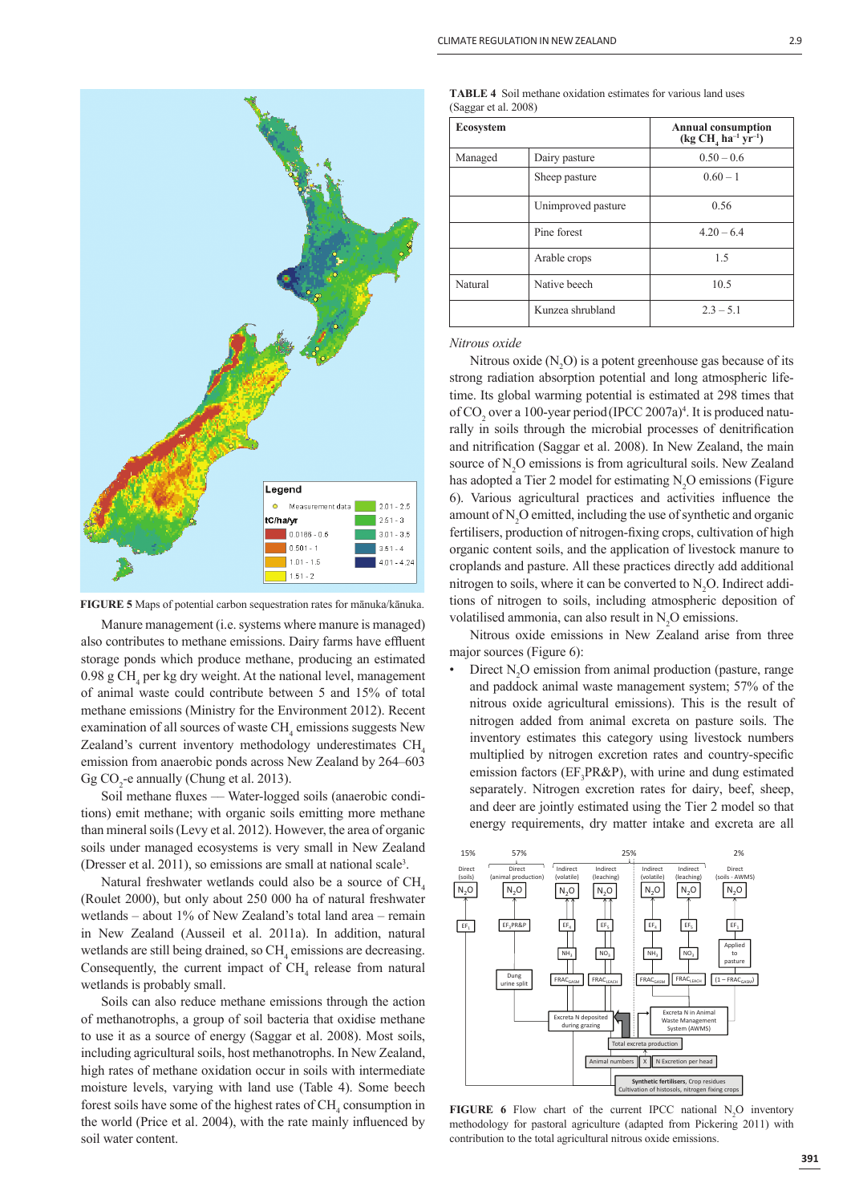FIGURE 5 Maps of potential carbon sequestration rates for mānuka/kānuka.

Manure management (i.e. systems where manure is managed) also contributes to methane emissions. Dairy farms have effluent storage ponds which produce methane, producing an estimated 0.98 g $CH_4$ per kg dry weight. At the national level, management of animal waste could contribute between 5 and 15% of total methane emissions (Ministry for the Environment 2012). Recent examination of all sources of waste $CH_4$ emissions suggests New Zealand's current inventory methodology underestimates $CH_4$ emission from anaerobic ponds across New Zealand by 264–603 Gg $CO_2$-e annually (Chung et al. 2013).

Soil methane fluxes — Water-logged soils (anaerobic conditions) emit methane; with organic soils emitting more methane than mineral soils (Levy et al. 2012). However, the area of organic soils under managed ecosystems is very small in New Zealand (Dresser et al. 2011), so emissions are small at national scale[3].

Natural freshwater wetlands could also be a source of $CH_4$ (Roulet 2000), but only about 250 000 ha of natural freshwater wetlands – about 1% of New Zealand's total land area – remain in New Zealand (Ausseil et al. 2011a). In addition, natural wetlands are still being drained, so $CH_4$ emissions are decreasing. Consequently, the current impact of $CH_4$ release from natural wetlands is probably small.

Soils can also reduce methane emissions through the action of methanotrophs, a group of soil bacteria that oxidise methane to use it as a source of energy (Saggar et al. 2008). Most soils, including agricultural soils, host methanotrophs. In New Zealand, high rates of methane oxidation occur in soils with intermediate moisture levels, varying with land use (Table 4). Some beech forest soils have some of the highest rates of $CH_4$ consumption in the world (Price et al. 2004), with the rate mainly influenced by soil water content.

**TABLE 4** Soil methane oxidation estimates for various land uses (Saggar et al. 2008)

| Ecosystem | | Annual consumption (kg $CH_4$ $ha^{-1}$ $yr^{-1}$) |
|---|---|---|
| Managed | Dairy pasture | 0.50 – 0.6 |
| | Sheep pasture | 0.60 – 1 |
| | Unimproved pasture | 0.56 |
| | Pine forest | 4.20 – 6.4 |
| | Arable crops | 1.5 |
| Natural | Native beech | 10.5 |
| | Kunzea shrubland | 2.3 – 5.1 |

*Nitrous oxide*

Nitrous oxide ($N_2O$) is a potent greenhouse gas because of its strong radiation absorption potential and long atmospheric lifetime. Its global warming potential is estimated at 298 times that of $CO_2$ over a 100-year period (IPCC 2007a)[4]. It is produced naturally in soils through the microbial processes of denitrification and nitrification (Saggar et al. 2008). In New Zealand, the main source of $N_2O$ emissions is from agricultural soils. New Zealand has adopted a Tier 2 model for estimating $N_2O$ emissions (Figure 6). Various agricultural practices and activities influence the amount of $N_2O$ emitted, including the use of synthetic and organic fertilisers, production of nitrogen-fixing crops, cultivation of high organic content soils, and the application of livestock manure to croplands and pasture. All these practices directly add additional nitrogen to soils, where it can be converted to $N_2O$. Indirect additions of nitrogen to soils, including atmospheric deposition of volatilised ammonia, can also result in $N_2O$ emissions.

Nitrous oxide emissions in New Zealand arise from three major sources (Figure 6):

- Direct $N_2O$ emission from animal production (pasture, range and paddock animal waste management system; 57% of the nitrous oxide agricultural emissions). This is the result of nitrogen added from animal excreta on pasture soils. The inventory estimates this category using livestock numbers multiplied by nitrogen excretion rates and country-specific emission factors ($EF_3PR\&P$), with urine and dung estimated separately. Nitrogen excretion rates for dairy, beef, sheep, and deer are jointly estimated using the Tier 2 model so that energy requirements, dry matter intake and excreta are all

FIGURE 6 Flow chart of the current IPCC national $N_2O$ inventory methodology for pastoral agriculture (adapted from Pickering 2011) with contribution to the total agricultural nitrous oxide emissions.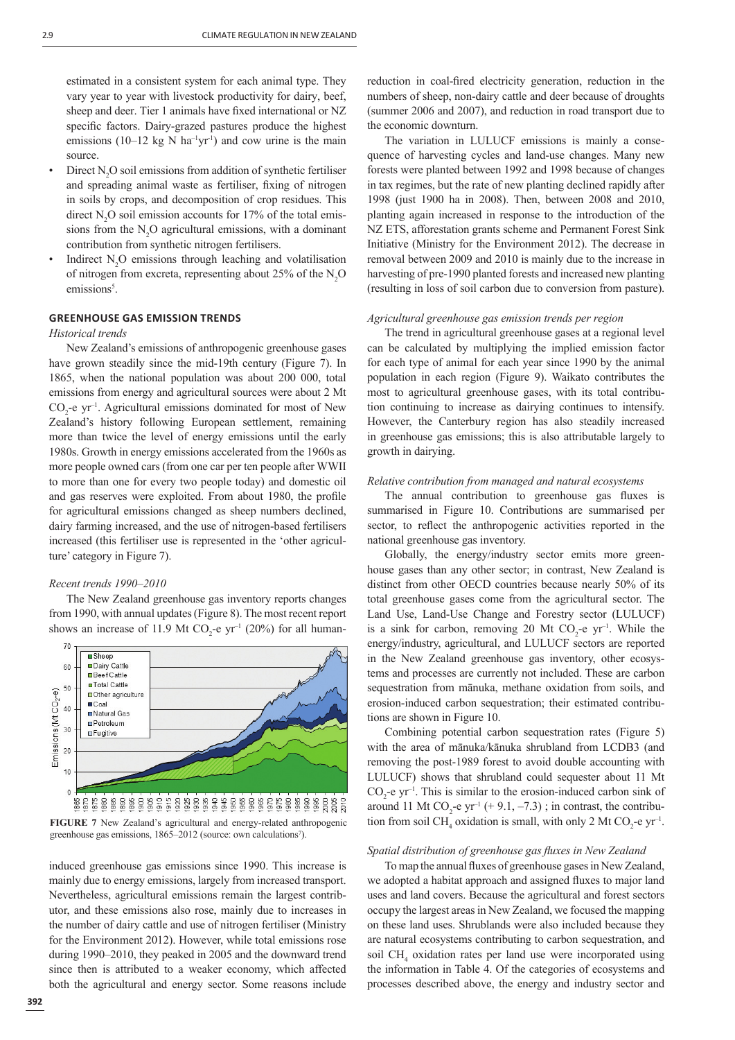estimated in a consistent system for each animal type. They vary year to year with livestock productivity for dairy, beef, sheep and deer. Tier 1 animals have fixed international or NZ specific factors. Dairy-grazed pastures produce the highest emissions (10–12 kg N $ha^{-1}yr^{-1}$) and cow urine is the main source.

- Direct $N_2O$ soil emissions from addition of synthetic fertiliser and spreading animal waste as fertiliser, fixing of nitrogen in soils by crops, and decomposition of crop residues. This direct $N_2O$ soil emission accounts for 17% of the total emissions from the $N_2O$ agricultural emissions, with a dominant contribution from synthetic nitrogen fertilisers.
- Indirect $N_2O$ emissions through leaching and volatilisation of nitrogen from excreta, representing about 25% of the $N_2O$ emissions[5].

## GREENHOUSE GAS EMISSION TRENDS

### *Historical trends*

New Zealand's emissions of anthropogenic greenhouse gases have grown steadily since the mid-19th century (Figure 7). In 1865, when the national population was about 200 000, total emissions from energy and agricultural sources were about 2 Mt $CO_2$-e $yr^{-1}$. Agricultural emissions dominated for most of New Zealand's history following European settlement, remaining more than twice the level of energy emissions until the early 1980s. Growth in energy emissions accelerated from the 1960s as more people owned cars (from one car per ten people after WWII to more than one for every two people today) and domestic oil and gas reserves were exploited. From about 1980, the profile for agricultural emissions changed as sheep numbers declined, dairy farming increased, and the use of nitrogen-based fertilisers increased (this fertiliser use is represented in the 'other agriculture' category in Figure 7).

### *Recent trends 1990–2010*

The New Zealand greenhouse gas inventory reports changes from 1990, with annual updates (Figure 8). The most recent report shows an increase of 11.9 Mt $CO_2$-e $yr^{-1}$ (20%) for all human-induced greenhouse gas emissions since 1990. This increase is mainly due to energy emissions, largely from increased transport. Nevertheless, agricultural emissions remain the largest contributor, and these emissions also rose, mainly due to increases in the number of dairy cattle and use of nitrogen fertiliser (Ministry for the Environment 2012). However, while total emissions rose during 1990–2010, they peaked in 2005 and the downward trend since then is attributed to a weaker economy, which affected both the agricultural and energy sector. Some reasons include reduction in coal-fired electricity generation, reduction in the numbers of sheep, non-dairy cattle and deer because of droughts (summer 2006 and 2007), and reduction in road transport due to the economic downturn.

**FIGURE 7** New Zealand's agricultural and energy-related anthropogenic greenhouse gas emissions, 1865–2012 (source: own calculations[7]).

The variation in LULUCF emissions is mainly a consequence of harvesting cycles and land-use changes. Many new forests were planted between 1992 and 1998 because of changes in tax regimes, but the rate of new planting declined rapidly after 1998 (just 1900 ha in 2008). Then, between 2008 and 2010, planting again increased in response to the introduction of the NZ ETS, afforestation grants scheme and Permanent Forest Sink Initiative (Ministry for the Environment 2012). The decrease in removal between 2009 and 2010 is mainly due to the increase in harvesting of pre-1990 planted forests and increased new planting (resulting in loss of soil carbon due to conversion from pasture).

### *Agricultural greenhouse gas emission trends per region*

The trend in agricultural greenhouse gases at a regional level can be calculated by multiplying the implied emission factor for each type of animal for each year since 1990 by the animal population in each region (Figure 9). Waikato contributes the most to agricultural greenhouse gases, with its total contribution continuing to increase as dairying continues to intensify. However, the Canterbury region has also steadily increased in greenhouse gas emissions; this is also attributable largely to growth in dairying.

### *Relative contribution from managed and natural ecosystems*

The annual contribution to greenhouse gas fluxes is summarised in Figure 10. Contributions are summarised per sector, to reflect the anthropogenic activities reported in the national greenhouse gas inventory.

Globally, the energy/industry sector emits more greenhouse gases than any other sector; in contrast, New Zealand is distinct from other OECD countries because nearly 50% of its total greenhouse gases come from the agricultural sector. The Land Use, Land-Use Change and Forestry sector (LULUCF) is a sink for carbon, removing 20 Mt $CO_2$-e $yr^{-1}$. While the energy/industry, agricultural, and LULUCF sectors are reported in the New Zealand greenhouse gas inventory, other ecosystems and processes are currently not included. These are carbon sequestration from mānuka, methane oxidation from soils, and erosion-induced carbon sequestration; their estimated contributions are shown in Figure 10.

Combining potential carbon sequestration rates (Figure 5) with the area of mānuka/kānuka shrubland from LCDB3 (and removing the post-1989 forest to avoid double accounting with LULUCF) shows that shrubland could sequester about 11 Mt $CO_2$-e $yr^{-1}$. This is similar to the erosion-induced carbon sink of around 11 Mt $CO_2$-e $yr^{-1}$ (+ 9.1, –7.3) ; in contrast, the contribution from soil $CH_4$ oxidation is small, with only 2 Mt $CO_2$-e $yr^{-1}$.

### *Spatial distribution of greenhouse gas fluxes in New Zealand*

To map the annual fluxes of greenhouse gases in New Zealand, we adopted a habitat approach and assigned fluxes to major land uses and land covers. Because the agricultural and forest sectors occupy the largest areas in New Zealand, we focused the mapping on these land uses. Shrublands were also included because they are natural ecosystems contributing to carbon sequestration, and soil $CH_4$ oxidation rates per land use were incorporated using the information in Table 4. Of the categories of ecosystems and processes described above, the energy and industry sector and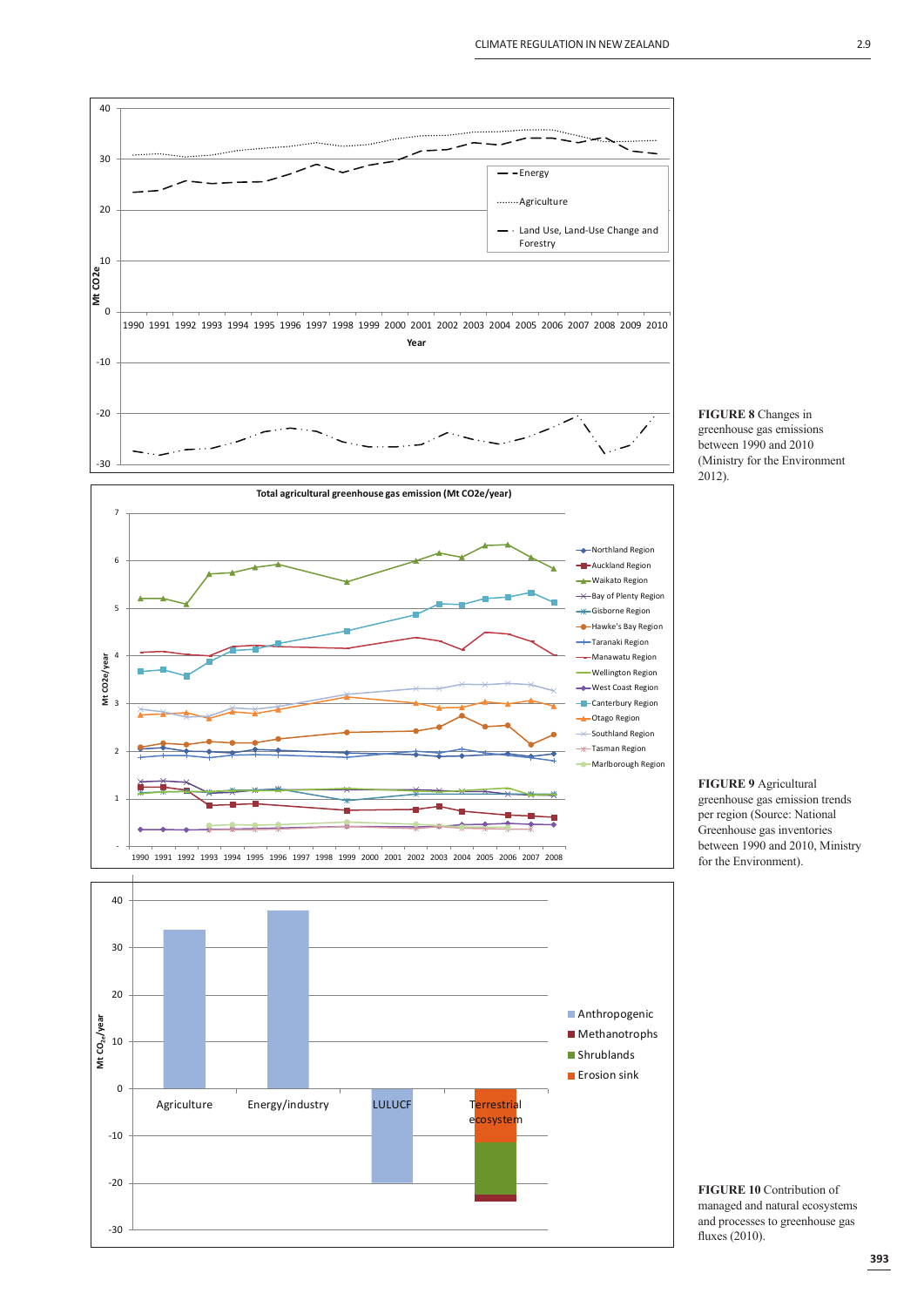**FIGURE 8** Changes in greenhouse gas emissions between 1990 and 2010 (Ministry for the Environment 2012).

**FIGURE 9** Agricultural greenhouse gas emission trends per region (Source: National Greenhouse gas inventories between 1990 and 2010, Ministry for the Environment).

**FIGURE 10** Contribution of managed and natural ecosystems and processes to greenhouse gas fluxes (2010).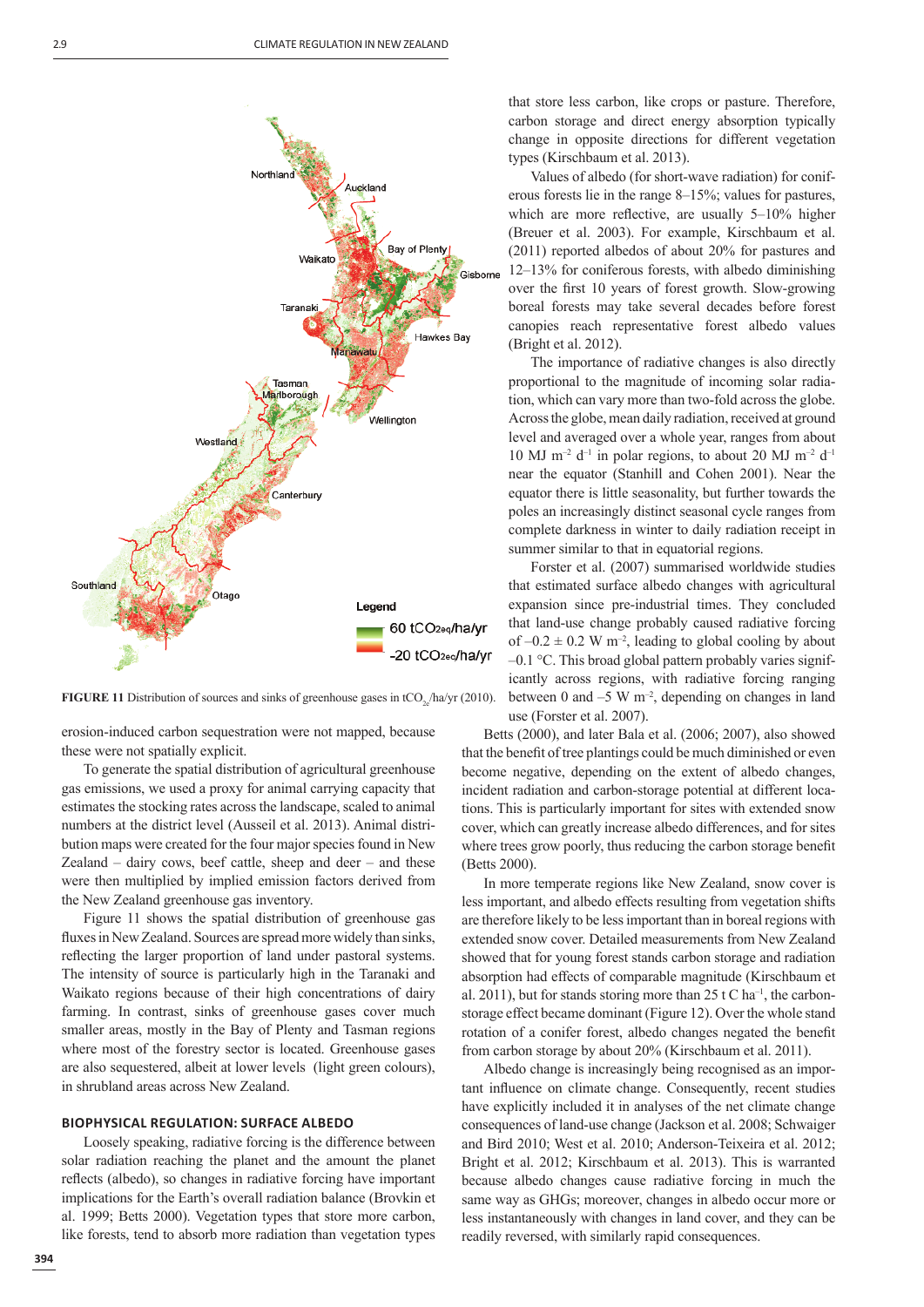FIGURE 11 Distribution of sources and sinks of greenhouse gases in $tCO_{2e}$/ha/yr (2010).

erosion-induced carbon sequestration were not mapped, because these were not spatially explicit.

To generate the spatial distribution of agricultural greenhouse gas emissions, we used a proxy for animal carrying capacity that estimates the stocking rates across the landscape, scaled to animal numbers at the district level (Ausseil et al. 2013). Animal distribution maps were created for the four major species found in New Zealand – dairy cows, beef cattle, sheep and deer – and these were then multiplied by implied emission factors derived from the New Zealand greenhouse gas inventory.

Figure 11 shows the spatial distribution of greenhouse gas fluxes in New Zealand. Sources are spread more widely than sinks, reflecting the larger proportion of land under pastoral systems. The intensity of source is particularly high in the Taranaki and Waikato regions because of their high concentrations of dairy farming. In contrast, sinks of greenhouse gases cover much smaller areas, mostly in the Bay of Plenty and Tasman regions where most of the forestry sector is located. Greenhouse gases are also sequestered, albeit at lower levels (light green colours), in shrubland areas across New Zealand.

## BIOPHYSICAL REGULATION: SURFACE ALBEDO

Loosely speaking, radiative forcing is the difference between solar radiation reaching the planet and the amount the planet reflects (albedo), so changes in radiative forcing have important implications for the Earth's overall radiation balance (Brovkin et al. 1999; Betts 2000). Vegetation types that store more carbon, like forests, tend to absorb more radiation than vegetation types that store less carbon, like crops or pasture. Therefore, carbon storage and direct energy absorption typically change in opposite directions for different vegetation types (Kirschbaum et al. 2013).

Values of albedo (for short-wave radiation) for coniferous forests lie in the range 8–15%; values for pastures, which are more reflective, are usually 5–10% higher (Breuer et al. 2003). For example, Kirschbaum et al. (2011) reported albedos of about 20% for pastures and 12–13% for coniferous forests, with albedo diminishing over the first 10 years of forest growth. Slow-growing boreal forests may take several decades before forest canopies reach representative forest albedo values (Bright et al. 2012).

The importance of radiative changes is also directly proportional to the magnitude of incoming solar radiation, which can vary more than two-fold across the globe. Across the globe, mean daily radiation, received at ground level and averaged over a whole year, ranges from about 10 MJ $m^{-2}$ $d^{-1}$ in polar regions, to about 20 MJ $m^{-2}$ $d^{-1}$ near the equator (Stanhill and Cohen 2001). Near the equator there is little seasonality, but further towards the poles an increasingly distinct seasonal cycle ranges from complete darkness in winter to daily radiation receipt in summer similar to that in equatorial regions.

Forster et al. (2007) summarised several worldwide studies that estimated surface albedo changes with agricultural expansion since pre-industrial times. They concluded that land-use change probably caused radiative forcing of $-0.2 \pm 0.2$ W $m^{-2}$, leading to global cooling by about –0.1 °C. This broad global pattern probably varies significantly across regions, with radiative forcing ranging between 0 and –5 W $m^{-2}$, depending on changes in land use (Forster et al. 2007).

Betts (2000), and later Bala et al. (2006; 2007), also showed that the benefit of tree plantings could be much diminished or even become negative, depending on the extent of albedo changes, incident radiation and carbon-storage potential at different locations. This is particularly important for sites with extended snow cover, which can greatly increase albedo differences, and for sites where trees grow poorly, thus reducing the carbon storage benefit (Betts 2000).

In more temperate regions like New Zealand, snow cover is less important, and albedo effects resulting from vegetation shifts are therefore likely to be less important than in boreal regions with extended snow cover. Detailed measurements from New Zealand showed that for young forest stands carbon storage and radiation absorption had effects of comparable magnitude (Kirschbaum et al. 2011), but for stands storing more than 25 t C $ha^{-1}$, the carbon-storage effect became dominant (Figure 12). Over the whole stand rotation of a conifer forest, albedo changes negated the benefit from carbon storage by about 20% (Kirschbaum et al. 2011).

Albedo change is increasingly being recognised as an important influence on climate change. Consequently, recent studies have explicitly included it in analyses of the net climate change consequences of land-use change (Jackson et al. 2008; Schwaiger and Bird 2010; West et al. 2010; Anderson-Teixeira et al. 2012; Bright et al. 2012; Kirschbaum et al. 2013). This is warranted because albedo changes cause radiative forcing in much the same way as GHGs; moreover, changes in albedo occur more or less instantaneously with changes in land cover, and they can be readily reversed, with similarly rapid consequences.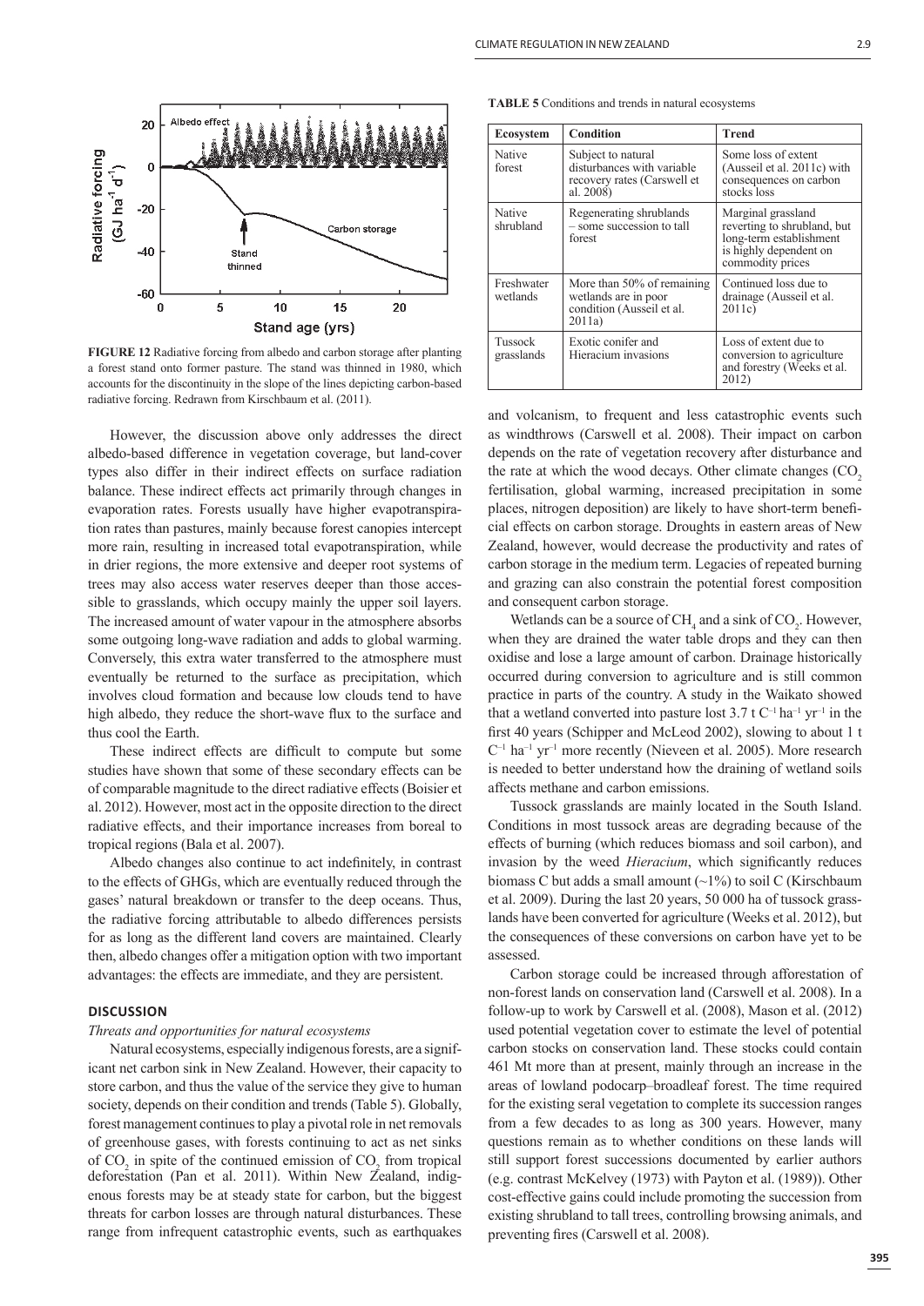**FIGURE 12** Radiative forcing from albedo and carbon storage after planting a forest stand onto former pasture. The stand was thinned in 1980, which accounts for the discontinuity in the slope of the lines depicting carbon-based radiative forcing. Redrawn from Kirschbaum et al. (2011).

However, the discussion above only addresses the direct albedo-based difference in vegetation coverage, but land-cover types also differ in their indirect effects on surface radiation balance. These indirect effects act primarily through changes in evaporation rates. Forests usually have higher evapotranspiration rates than pastures, mainly because forest canopies intercept more rain, resulting in increased total evapotranspiration, while in drier regions, the more extensive and deeper root systems of trees may also access water reserves deeper than those accessible to grasslands, which occupy mainly the upper soil layers. The increased amount of water vapour in the atmosphere absorbs some outgoing long-wave radiation and adds to global warming. Conversely, this extra water transferred to the atmosphere must eventually be returned to the surface as precipitation, which involves cloud formation and because low clouds tend to have high albedo, they reduce the short-wave flux to the surface and thus cool the Earth.

These indirect effects are difficult to compute but some studies have shown that some of these secondary effects can be of comparable magnitude to the direct radiative effects (Boisier et al. 2012). However, most act in the opposite direction to the direct radiative effects, and their importance increases from boreal to tropical regions (Bala et al. 2007).

Albedo changes also continue to act indefinitely, in contrast to the effects of GHGs, which are eventually reduced through the gases' natural breakdown or transfer to the deep oceans. Thus, the radiative forcing attributable to albedo differences persists for as long as the different land covers are maintained. Clearly then, albedo changes offer a mitigation option with two important advantages: the effects are immediate, and they are persistent.

## DISCUSSION

### *Threats and opportunities for natural ecosystems*

Natural ecosystems, especially indigenous forests, are a significant net carbon sink in New Zealand. However, their capacity to store carbon, and thus the value of the service they give to human society, depends on their condition and trends (Table 5). Globally, forest management continues to play a pivotal role in net removals of greenhouse gases, with forests continuing to act as net sinks of $CO_2$ in spite of the continued emission of $CO_2$ from tropical deforestation (Pan et al. 2011). Within New Zealand, indigenous forests may be at steady state for carbon, but the biggest threats for carbon losses are through natural disturbances. These range from infrequent catastrophic events, such as earthquakes and volcanism, to frequent and less catastrophic events such as windthrows (Carswell et al. 2008). Their impact on carbon depends on the rate of vegetation recovery after disturbance and the rate at which the wood decays. Other climate changes ($CO_2$ fertilisation, global warming, increased precipitation in some places, nitrogen deposition) are likely to have short-term beneficial effects on carbon storage. Droughts in eastern areas of New Zealand, however, would decrease the productivity and rates of carbon storage in the medium term. Legacies of repeated burning and grazing can also constrain the potential forest composition and consequent carbon storage.

**TABLE 5** Conditions and trends in natural ecosystems

| Ecosystem | Condition | Trend |
|---|---|---|
| Native forest | Subject to natural disturbances with variable recovery rates (Carswell et al. 2008) | Some loss of extent (Ausseil et al. 2011c) with consequences on carbon stocks loss |
| Native shrubland | Regenerating shrublands – some succession to tall forest | Marginal grassland reverting to shrubland, but long-term establishment is highly dependent on commodity prices |
| Freshwater wetlands | More than 50% of remaining wetlands are in poor condition (Ausseil et al. 2011a) | Continued loss due to drainage (Ausseil et al. 2011c) |
| Tussock grasslands | Exotic conifer and Hieracium invasions | Loss of extent due to conversion to agriculture and forestry (Weeks et al. 2012) |

Wetlands can be a source of $CH_4$ and a sink of $CO_2$. However, when they are drained the water table drops and they can then oxidise and lose a large amount of carbon. Drainage historically occurred during conversion to agriculture and is still common practice in parts of the country. A study in the Waikato showed that a wetland converted into pasture lost 3.7 t $C^{-1}$ $ha^{-1}$ $yr^{-1}$ in the first 40 years (Schipper and McLeod 2002), slowing to about 1 t $C^{-1}$ $ha^{-1}$ $yr^{-1}$ more recently (Nieveen et al. 2005). More research is needed to better understand how the draining of wetland soils affects methane and carbon emissions.

Tussock grasslands are mainly located in the South Island. Conditions in most tussock areas are degrading because of the effects of burning (which reduces biomass and soil carbon), and invasion by the weed *Hieracium*, which significantly reduces biomass C but adds a small amount (~1%) to soil C (Kirschbaum et al. 2009). During the last 20 years, 50 000 ha of tussock grasslands have been converted for agriculture (Weeks et al. 2012), but the consequences of these conversions on carbon have yet to be assessed.

Carbon storage could be increased through afforestation of non-forest lands on conservation land (Carswell et al. 2008). In a follow-up to work by Carswell et al. (2008), Mason et al. (2012) used potential vegetation cover to estimate the level of potential carbon stocks on conservation land. These stocks could contain 461 Mt more than at present, mainly through an increase in the areas of lowland podocarp–broadleaf forest. The time required for the existing seral vegetation to complete its succession ranges from a few decades to as long as 300 years. However, many questions remain as to whether conditions on these lands will still support forest successions documented by earlier authors (e.g. contrast McKelvey (1973) with Payton et al. (1989)). Other cost-effective gains could include promoting the succession from existing shrubland to tall trees, controlling browsing animals, and preventing fires (Carswell et al. 2008).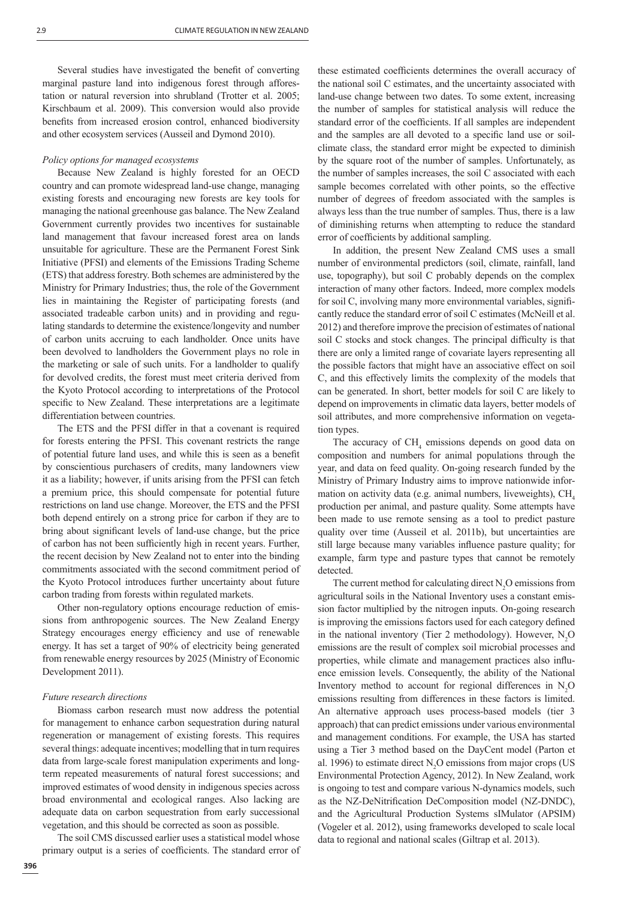Several studies have investigated the benefit of converting marginal pasture land into indigenous forest through afforestation or natural reversion into shrubland (Trotter et al. 2005; Kirschbaum et al. 2009). This conversion would also provide benefits from increased erosion control, enhanced biodiversity and other ecosystem services (Ausseil and Dymond 2010).

*Policy options for managed ecosystems*

Because New Zealand is highly forested for an OECD country and can promote widespread land-use change, managing existing forests and encouraging new forests are key tools for managing the national greenhouse gas balance. The New Zealand Government currently provides two incentives for sustainable land management that favour increased forest area on lands unsuitable for agriculture. These are the Permanent Forest Sink Initiative (PFSI) and elements of the Emissions Trading Scheme (ETS) that address forestry. Both schemes are administered by the Ministry for Primary Industries; thus, the role of the Government lies in maintaining the Register of participating forests (and associated tradeable carbon units) and in providing and regulating standards to determine the existence/longevity and number of carbon units accruing to each landholder. Once units have been devolved to landholders the Government plays no role in the marketing or sale of such units. For a landholder to qualify for devolved credits, the forest must meet criteria derived from the Kyoto Protocol according to interpretations of the Protocol specific to New Zealand. These interpretations are a legitimate differentiation between countries.

The ETS and the PFSI differ in that a covenant is required for forests entering the PFSI. This covenant restricts the range of potential future land uses, and while this is seen as a benefit by conscientious purchasers of credits, many landowners view it as a liability; however, if units arising from the PFSI can fetch a premium price, this should compensate for potential future restrictions on land use change. Moreover, the ETS and the PFSI both depend entirely on a strong price for carbon if they are to bring about significant levels of land-use change, but the price of carbon has not been sufficiently high in recent years. Further, the recent decision by New Zealand not to enter into the binding commitments associated with the second commitment period of the Kyoto Protocol introduces further uncertainty about future carbon trading from forests within regulated markets.

Other non-regulatory options encourage reduction of emissions from anthropogenic sources. The New Zealand Energy Strategy encourages energy efficiency and use of renewable energy. It has set a target of 90% of electricity being generated from renewable energy resources by 2025 (Ministry of Economic Development 2011).

*Future research directions*

Biomass carbon research must now address the potential for management to enhance carbon sequestration during natural regeneration or management of existing forests. This requires several things: adequate incentives; modelling that in turn requires data from large-scale forest manipulation experiments and long-term repeated measurements of natural forest successions; and improved estimates of wood density in indigenous species across broad environmental and ecological ranges. Also lacking are adequate data on carbon sequestration from early successional vegetation, and this should be corrected as soon as possible.

The soil CMS discussed earlier uses a statistical model whose primary output is a series of coefficients. The standard error of these estimated coefficients determines the overall accuracy of the national soil C estimates, and the uncertainty associated with land-use change between two dates. To some extent, increasing the number of samples for statistical analysis will reduce the standard error of the coefficients. If all samples are independent and the samples are all devoted to a specific land use or soil-climate class, the standard error might be expected to diminish by the square root of the number of samples. Unfortunately, as the number of samples increases, the soil C associated with each sample becomes correlated with other points, so the effective number of degrees of freedom associated with the samples is always less than the true number of samples. Thus, there is a law of diminishing returns when attempting to reduce the standard error of coefficients by additional sampling.

In addition, the present New Zealand CMS uses a small number of environmental predictors (soil, climate, rainfall, land use, topography), but soil C probably depends on the complex interaction of many other factors. Indeed, more complex models for soil C, involving many more environmental variables, significantly reduce the standard error of soil C estimates (McNeill et al. 2012) and therefore improve the precision of estimates of national soil C stocks and stock changes. The principal difficulty is that there are only a limited range of covariate layers representing all the possible factors that might have an associative effect on soil C, and this effectively limits the complexity of the models that can be generated. In short, better models for soil C are likely to depend on improvements in climatic data layers, better models of soil attributes, and more comprehensive information on vegetation types.

The accuracy of $CH_4$ emissions depends on good data on composition and numbers for animal populations through the year, and data on feed quality. On-going research funded by the Ministry of Primary Industry aims to improve nationwide information on activity data (e.g. animal numbers, liveweights), $CH_4$ production per animal, and pasture quality. Some attempts have been made to use remote sensing as a tool to predict pasture quality over time (Ausseil et al. 2011b), but uncertainties are still large because many variables influence pasture quality; for example, farm type and pasture types that cannot be remotely detected.

The current method for calculating direct $N_2O$ emissions from agricultural soils in the National Inventory uses a constant emission factor multiplied by the nitrogen inputs. On-going research is improving the emissions factors used for each category defined in the national inventory (Tier 2 methodology). However, $N_2O$ emissions are the result of complex soil microbial processes and properties, while climate and management practices also influence emission levels. Consequently, the ability of the National Inventory method to account for regional differences in $N_2O$ emissions resulting from differences in these factors is limited. An alternative approach uses process-based models (tier 3 approach) that can predict emissions under various environmental and management conditions. For example, the USA has started using a Tier 3 method based on the DayCent model (Parton et al. 1996) to estimate direct $N_2O$ emissions from major crops (US Environmental Protection Agency, 2012). In New Zealand, work is ongoing to test and compare various N-dynamics models, such as the NZ-DeNitrification DeComposition model (NZ-DNDC), and the Agricultural Production Systems sIMulator (APSIM) (Vogeler et al. 2012), using frameworks developed to scale local data to regional and national scales (Giltrap et al. 2013).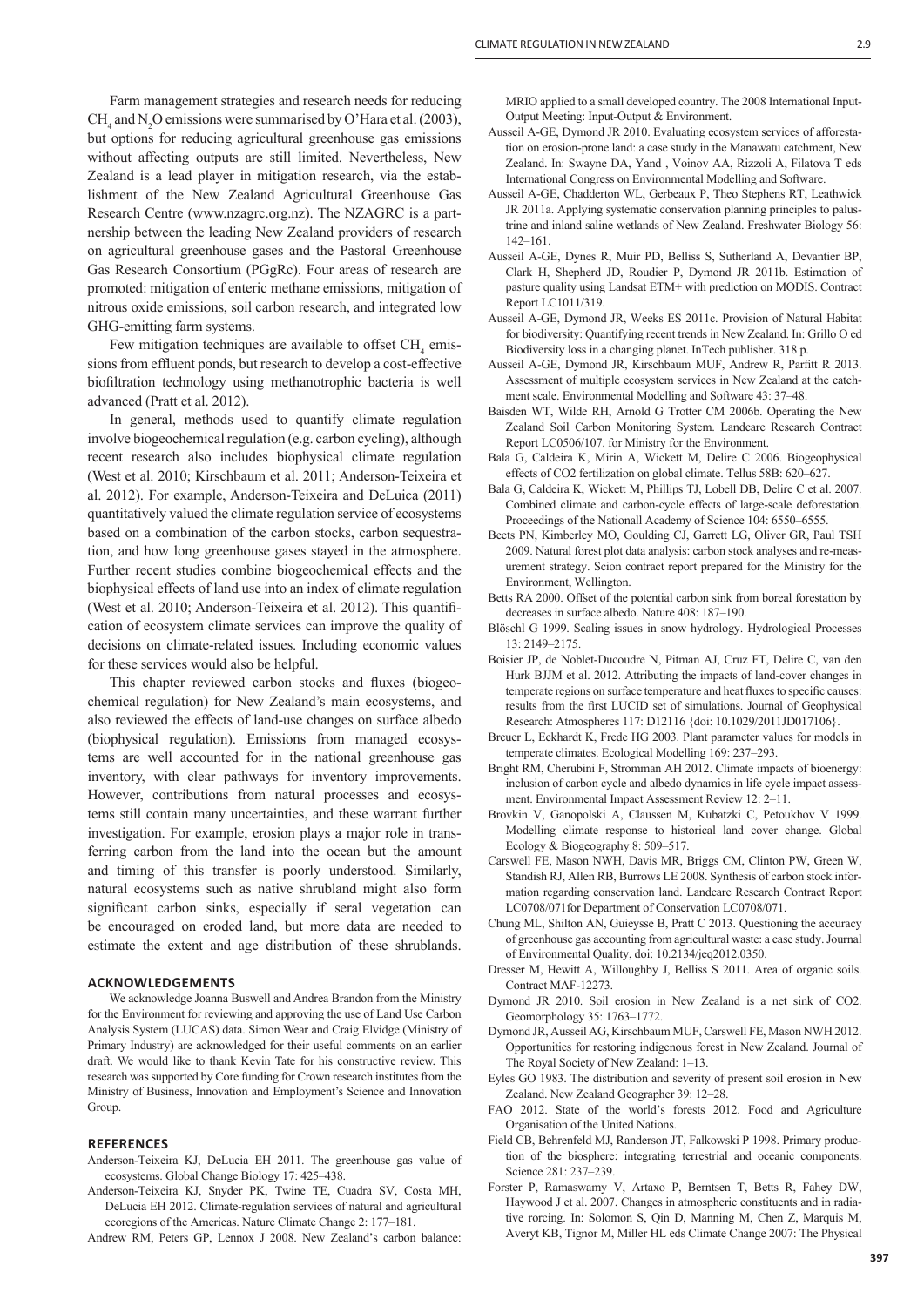Farm management strategies and research needs for reducing $CH_4$ and $N_2O$ emissions were summarised by O'Hara et al. (2003), but options for reducing agricultural greenhouse gas emissions without affecting outputs are still limited. Nevertheless, New Zealand is a lead player in mitigation research, via the establishment of the New Zealand Agricultural Greenhouse Gas Research Centre (www.nzagrc.org.nz). The NZAGRC is a partnership between the leading New Zealand providers of research on agricultural greenhouse gases and the Pastoral Greenhouse Gas Research Consortium (PGgRc). Four areas of research are promoted: mitigation of enteric methane emissions, mitigation of nitrous oxide emissions, soil carbon research, and integrated low GHG-emitting farm systems.

Few mitigation techniques are available to offset $CH_4$ emissions from effluent ponds, but research to develop a cost-effective biofiltration technology using methanotrophic bacteria is well advanced (Pratt et al. 2012).

In general, methods used to quantify climate regulation involve biogeochemical regulation (e.g. carbon cycling), although recent research also includes biophysical climate regulation (West et al. 2010; Kirschbaum et al. 2011; Anderson-Teixeira et al. 2012). For example, Anderson-Teixeira and DeLuica (2011) quantitatively valued the climate regulation service of ecosystems based on a combination of the carbon stocks, carbon sequestration, and how long greenhouse gases stayed in the atmosphere. Further recent studies combine biogeochemical effects and the biophysical effects of land use into an index of climate regulation (West et al. 2010; Anderson-Teixeira et al. 2012). This quantification of ecosystem climate services can improve the quality of decisions on climate-related issues. Including economic values for these services would also be helpful.

This chapter reviewed carbon stocks and fluxes (biogeochemical regulation) for New Zealand's main ecosystems, and also reviewed the effects of land-use changes on surface albedo (biophysical regulation). Emissions from managed ecosystems are well accounted for in the national greenhouse gas inventory, with clear pathways for inventory improvements. However, contributions from natural processes and ecosystems still contain many uncertainties, and these warrant further investigation. For example, erosion plays a major role in transferring carbon from the land into the ocean but the amount and timing of this transfer is poorly understood. Similarly, natural ecosystems such as native shrubland might also form significant carbon sinks, especially if seral vegetation can be encouraged on eroded land, but more data are needed to estimate the extent and age distribution of these shrublands.

## ACKNOWLEDGEMENTS

We acknowledge Joanna Buswell and Andrea Brandon from the Ministry for the Environment for reviewing and approving the use of Land Use Carbon Analysis System (LUCAS) data. Simon Wear and Craig Elvidge (Ministry of Primary Industry) are acknowledged for their useful comments on an earlier draft. We would like to thank Kevin Tate for his constructive review. This research was supported by Core funding for Crown research institutes from the Ministry of Business, Innovation and Employment's Science and Innovation Group.

## REFERENCES

Anderson-Teixeira KJ, DeLucia EH 2011. The greenhouse gas value of ecosystems. Global Change Biology 17: 425–438.

Anderson-Teixeira KJ, Snyder PK, Twine TE, Cuadra SV, Costa MH, DeLucia EH 2012. Climate-regulation services of natural and agricultural ecoregions of the Americas. Nature Climate Change 2: 177–181.

Andrew RM, Peters GP, Lennox J 2008. New Zealand's carbon balance: MRIO applied to a small developed country. The 2008 International Input-Output Meeting: Input-Output & Environment.

Ausseil A-GE, Dymond JR 2010. Evaluating ecosystem services of afforestation on erosion-prone land: a case study in the Manawatu catchment, New Zealand. In: Swayne DA, Yand , Voinov AA, Rizzoli A, Filatova T eds International Congress on Environmental Modelling and Software.

Ausseil A-GE, Chadderton WL, Gerbeaux P, Theo Stephens RT, Leathwick JR 2011a. Applying systematic conservation planning principles to palustrine and inland saline wetlands of New Zealand. Freshwater Biology 56: 142–161.

Ausseil A-GE, Dynes R, Muir PD, Belliss S, Sutherland A, Devantier BP, Clark H, Shepherd JD, Roudier P, Dymond JR 2011b. Estimation of pasture quality using Landsat ETM+ with prediction on MODIS. Contract Report LC1011/319.

Ausseil A-GE, Dymond JR, Weeks ES 2011c. Provision of Natural Habitat for biodiversity: Quantifying recent trends in New Zealand. In: Grillo O ed Biodiversity loss in a changing planet. InTech publisher. 318 p.

Ausseil A-GE, Dymond JR, Kirschbaum MUF, Andrew R, Parfitt R 2013. Assessment of multiple ecosystem services in New Zealand at the catchment scale. Environmental Modelling and Software 43: 37–48.

Baisden WT, Wilde RH, Arnold G Trotter CM 2006b. Operating the New Zealand Soil Carbon Monitoring System. Landcare Research Contract Report LC0506/107. for Ministry for the Environment.

Bala G, Caldeira K, Mirin A, Wickett M, Delire C 2006. Biogeophysical effects of CO2 fertilization on global climate. Tellus 58B: 620–627.

Bala G, Caldeira K, Wickett M, Phillips TJ, Lobell DB, Delire C et al. 2007. Combined climate and carbon-cycle effects of large-scale deforestation. Proceedings of the Nationall Academy of Science 104: 6550–6555.

Beets PN, Kimberley MO, Goulding CJ, Garrett LG, Oliver GR, Paul TSH 2009. Natural forest plot data analysis: carbon stock analyses and re-measurement strategy. Scion contract report prepared for the Ministry for the Environment, Wellington.

Betts RA 2000. Offset of the potential carbon sink from boreal forestation by decreases in surface albedo. Nature 408: 187–190.

Blöschl G 1999. Scaling issues in snow hydrology. Hydrological Processes 13: 2149–2175.

Boisier JP, de Noblet-Ducoudre N, Pitman AJ, Cruz FT, Delire C, van den Hurk BJJM et al. 2012. Attributing the impacts of land-cover changes in temperate regions on surface temperature and heat fluxes to specific causes: results from the first LUCID set of simulations. Journal of Geophysical Research: Atmospheres 117: D12116 {doi: 10.1029/2011JD017106}.

Breuer L, Eckhardt K, Frede HG 2003. Plant parameter values for models in temperate climates. Ecological Modelling 169: 237–293.

Bright RM, Cherubini F, Stromman AH 2012. Climate impacts of bioenergy: inclusion of carbon cycle and albedo dynamics in life cycle impact assessment. Environmental Impact Assessment Review 12: 2–11.

Brovkin V, Ganopolski A, Claussen M, Kubatzki C, Petoukhov V 1999. Modelling climate response to historical land cover change. Global Ecology & Biogeography 8: 509–517.

Carswell FE, Mason NWH, Davis MR, Briggs CM, Clinton PW, Green W, Standish RJ, Allen RB, Burrows LE 2008. Synthesis of carbon stock information regarding conservation land. Landcare Research Contract Report LC0708/071for Department of Conservation LC0708/071.

Chung ML, Shilton AN, Guieysse B, Pratt C 2013. Questioning the accuracy of greenhouse gas accounting from agricultural waste: a case study. Journal of Environmental Quality, doi: 10.2134/jeq2012.0350.

Dresser M, Hewitt A, Willoughby J, Belliss S 2011. Area of organic soils. Contract MAF-12273.

Dymond JR 2010. Soil erosion in New Zealand is a net sink of CO2. Geomorphology 35: 1763–1772.

Dymond JR, Ausseil AG, Kirschbaum MUF, Carswell FE, Mason NWH 2012. Opportunities for restoring indigenous forest in New Zealand. Journal of The Royal Society of New Zealand: 1–13.

Eyles GO 1983. The distribution and severity of present soil erosion in New Zealand. New Zealand Geographer 39: 12–28.

FAO 2012. State of the world's forests 2012. Food and Agriculture Organisation of the United Nations.

Field CB, Behrenfeld MJ, Randerson JT, Falkowski P 1998. Primary production of the biosphere: integrating terrestrial and oceanic components. Science 281: 237–239.

Forster P, Ramaswamy V, Artaxo P, Berntsen T, Betts R, Fahey DW, Haywood J et al. 2007. Changes in atmospheric constituents and in radiative rorcing. In: Solomon S, Qin D, Manning M, Chen Z, Marquis M, Averyt KB, Tignor M, Miller HL eds Climate Change 2007: The Physical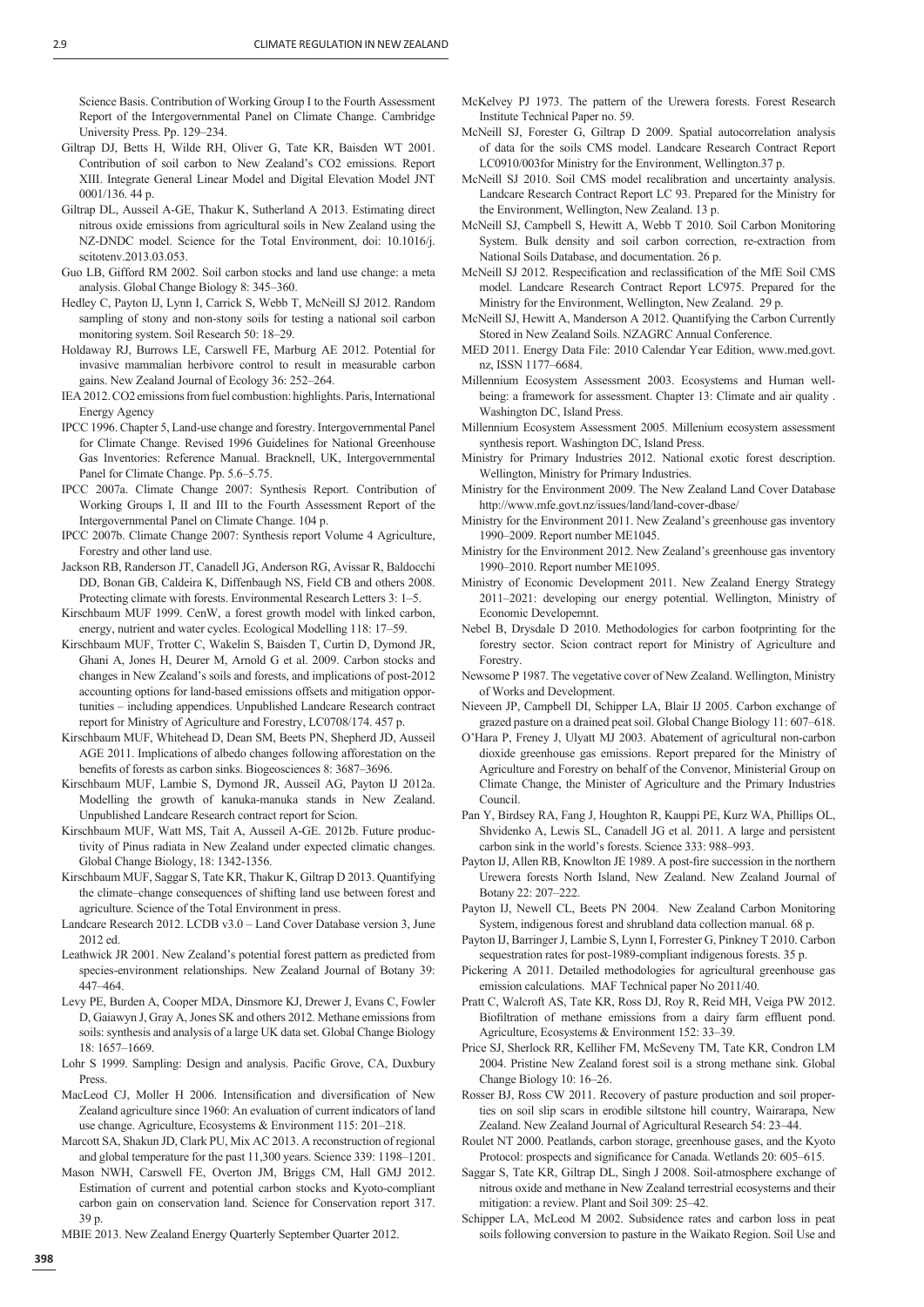Science Basis. Contribution of Working Group I to the Fourth Assessment Report of the Intergovernmental Panel on Climate Change. Cambridge University Press. Pp. 129–234.

Giltrap DJ, Betts H, Wilde RH, Oliver G, Tate KR, Baisden WT 2001. Contribution of soil carbon to New Zealand's CO2 emissions. Report XIII. Integrate General Linear Model and Digital Elevation Model JNT 0001/136. 44 p.

Giltrap DL, Ausseil A-GE, Thakur K, Sutherland A 2013. Estimating direct nitrous oxide emissions from agricultural soils in New Zealand using the NZ-DNDC model. Science for the Total Environment, doi: 10.1016/j.scitotenv.2013.03.053.

Guo LB, Gifford RM 2002. Soil carbon stocks and land use change: a meta analysis. Global Change Biology 8: 345–360.

Hedley C, Payton IJ, Lynn I, Carrick S, Webb T, McNeill SJ 2012. Random sampling of stony and non-stony soils for testing a national soil carbon monitoring system. Soil Research 50: 18–29.

Holdaway RJ, Burrows LE, Carswell FE, Marburg AE 2012. Potential for invasive mammalian herbivore control to result in measurable carbon gains. New Zealand Journal of Ecology 36: 252–264.

IEA 2012. CO2 emissions from fuel combustion: highlights. Paris, International Energy Agency

IPCC 1996. Chapter 5, Land-use change and forestry. Intergovernmental Panel for Climate Change. Revised 1996 Guidelines for National Greenhouse Gas Inventories: Reference Manual. Bracknell, UK, Intergovernmental Panel for Climate Change. Pp. 5.6–5.75.

IPCC 2007a. Climate Change 2007: Synthesis Report. Contribution of Working Groups I, II and III to the Fourth Assessment Report of the Intergovernmental Panel on Climate Change. 104 p.

IPCC 2007b. Climate Change 2007: Synthesis report Volume 4 Agriculture, Forestry and other land use.

Jackson RB, Randerson JT, Canadell JG, Anderson RG, Avissar R, Baldocchi DD, Bonan GB, Caldeira K, Diffenbaugh NS, Field CB and others 2008. Protecting climate with forests. Environmental Research Letters 3: 1–5.

Kirschbaum MUF 1999. CenW, a forest growth model with linked carbon, energy, nutrient and water cycles. Ecological Modelling 118: 17–59.

Kirschbaum MUF, Trotter C, Wakelin S, Baisden T, Curtin D, Dymond JR, Ghani A, Jones H, Deurer M, Arnold G et al. 2009. Carbon stocks and changes in New Zealand's soils and forests, and implications of post-2012 accounting options for land-based emissions offsets and mitigation opportunities – including appendices. Unpublished Landcare Research contract report for Ministry of Agriculture and Forestry, LC0708/174. 457 p.

Kirschbaum MUF, Whitehead D, Dean SM, Beets PN, Shepherd JD, Ausseil AGE 2011. Implications of albedo changes following afforestation on the benefits of forests as carbon sinks. Biogeosciences 8: 3687–3696.

Kirschbaum MUF, Lambie S, Dymond JR, Ausseil AG, Payton IJ 2012a. Modelling the growth of kanuka-manuka stands in New Zealand. Unpublished Landcare Research contract report for Scion.

Kirschbaum MUF, Watt MS, Tait A, Ausseil A-GE. 2012b. Future productivity of Pinus radiata in New Zealand under expected climatic changes. Global Change Biology, 18: 1342-1356.

Kirschbaum MUF, Saggar S, Tate KR, Thakur K, Giltrap D 2013. Quantifying the climate–change consequences of shifting land use between forest and agriculture. Science of the Total Environment in press.

Landcare Research 2012. LCDB v3.0 – Land Cover Database version 3, June 2012 ed.

Leathwick JR 2001. New Zealand's potential forest pattern as predicted from species-environment relationships. New Zealand Journal of Botany 39: 447–464.

Levy PE, Burden A, Cooper MDA, Dinsmore KJ, Drewer J, Evans C, Fowler D, Gaiawyn J, Gray A, Jones SK and others 2012. Methane emissions from soils: synthesis and analysis of a large UK data set. Global Change Biology 18: 1657–1669.

Lohr S 1999. Sampling: Design and analysis. Pacific Grove, CA, Duxbury Press.

MacLeod CJ, Moller H 2006. Intensification and diversification of New Zealand agriculture since 1960: An evaluation of current indicators of land use change. Agriculture, Ecosystems & Environment 115: 201–218.

Marcott SA, Shakun JD, Clark PU, Mix AC 2013. A reconstruction of regional and global temperature for the past 11,300 years. Science 339: 1198–1201.

Mason NWH, Carswell FE, Overton JM, Briggs CM, Hall GMJ 2012. Estimation of current and potential carbon stocks and Kyoto-compliant carbon gain on conservation land. Science for Conservation report 317. 39 p.

MBIE 2013. New Zealand Energy Quarterly September Quarter 2012.

McKelvey PJ 1973. The pattern of the Urewera forests. Forest Research Institute Technical Paper no. 59.

McNeill SJ, Forester G, Giltrap D 2009. Spatial autocorrelation analysis of data for the soils CMS model. Landcare Research Contract Report LC0910/003for Ministry for the Environment, Wellington.37 p.

McNeill SJ 2010. Soil CMS model recalibration and uncertainty analysis. Landcare Research Contract Report LC 93. Prepared for the Ministry for the Environment, Wellington, New Zealand. 13 p.

McNeill SJ, Campbell S, Hewitt A, Webb T 2010. Soil Carbon Monitoring System. Bulk density and soil carbon correction, re-extraction from National Soils Database, and documentation. 26 p.

McNeill SJ 2012. Respecification and reclassification of the MfE Soil CMS model. Landcare Research Contract Report LC975. Prepared for the Ministry for the Environment, Wellington, New Zealand. 29 p.

McNeill SJ, Hewitt A, Manderson A 2012. Quantifying the Carbon Currently Stored in New Zealand Soils. NZAGRC Annual Conference.

MED 2011. Energy Data File: 2010 Calendar Year Edition, www.med.govt.nz, ISSN 1177–6684.

Millennium Ecosystem Assessment 2003. Ecosystems and Human well-being: a framework for assessment. Chapter 13: Climate and air quality . Washington DC, Island Press.

Millennium Ecosystem Assessment 2005. Millenium ecosystem assessment synthesis report. Washington DC, Island Press.

Ministry for Primary Industries 2012. National exotic forest description. Wellington, Ministry for Primary Industries.

Ministry for the Environment 2009. The New Zealand Land Cover Database http://www.mfe.govt.nz/issues/land/land-cover-dbase/

Ministry for the Environment 2011. New Zealand's greenhouse gas inventory 1990–2009. Report number ME1045.

Ministry for the Environment 2012. New Zealand's greenhouse gas inventory 1990–2010. Report number ME1095.

Ministry of Economic Development 2011. New Zealand Energy Strategy 2011–2021: developing our energy potential. Wellington, Ministry of Economic Developemnt.

Nebel B, Drysdale D 2010. Methodologies for carbon footprinting for the forestry sector. Scion contract report for Ministry of Agriculture and Forestry.

Newsome P 1987. The vegetative cover of New Zealand. Wellington, Ministry of Works and Development.

Nieveen JP, Campbell DI, Schipper LA, Blair IJ 2005. Carbon exchange of grazed pasture on a drained peat soil. Global Change Biology 11: 607–618.

O'Hara P, Freney J, Ulyatt MJ 2003. Abatement of agricultural non-carbon dioxide greenhouse gas emissions. Report prepared for the Ministry of Agriculture and Forestry on behalf of the Convenor, Ministerial Group on Climate Change, the Minister of Agriculture and the Primary Industries Council.

Pan Y, Birdsey RA, Fang J, Houghton R, Kauppi PE, Kurz WA, Phillips OL, Shvidenko A, Lewis SL, Canadell JG et al. 2011. A large and persistent carbon sink in the world's forests. Science 333: 988–993.

Payton IJ, Allen RB, Knowlton JE 1989. A post-fire succession in the northern Urewera forests North Island, New Zealand. New Zealand Journal of Botany 22: 207–222.

Payton IJ, Newell CL, Beets PN 2004. New Zealand Carbon Monitoring System, indigenous forest and shrubland data collection manual. 68 p.

Payton IJ, Barringer J, Lambie S, Lynn I, Forrester G, Pinkney T 2010. Carbon sequestration rates for post-1989-compliant indigenous forests. 35 p.

Pickering A 2011. Detailed methodologies for agricultural greenhouse gas emission calculations. MAF Technical paper No 2011/40.

Pratt C, Walcroft AS, Tate KR, Ross DJ, Roy R, Reid MH, Veiga PW 2012. Biofiltration of methane emissions from a dairy farm effluent pond. Agriculture, Ecosystems & Environment 152: 33–39.

Price SJ, Sherlock RR, Kelliher FM, McSeveny TM, Tate KR, Condron LM 2004. Pristine New Zealand forest soil is a strong methane sink. Global Change Biology 10: 16–26.

Rosser BJ, Ross CW 2011. Recovery of pasture production and soil properties on soil slip scars in erodible siltstone hill country, Wairarapa, New Zealand. New Zealand Journal of Agricultural Research 54: 23–44.

Roulet NT 2000. Peatlands, carbon storage, greenhouse gases, and the Kyoto Protocol: prospects and significance for Canada. Wetlands 20: 605–615.

Saggar S, Tate KR, Giltrap DL, Singh J 2008. Soil-atmosphere exchange of nitrous oxide and methane in New Zealand terrestrial ecosystems and their mitigation: a review. Plant and Soil 309: 25–42.

Schipper LA, McLeod M 2002. Subsidence rates and carbon loss in peat soils following conversion to pasture in the Waikato Region. Soil Use and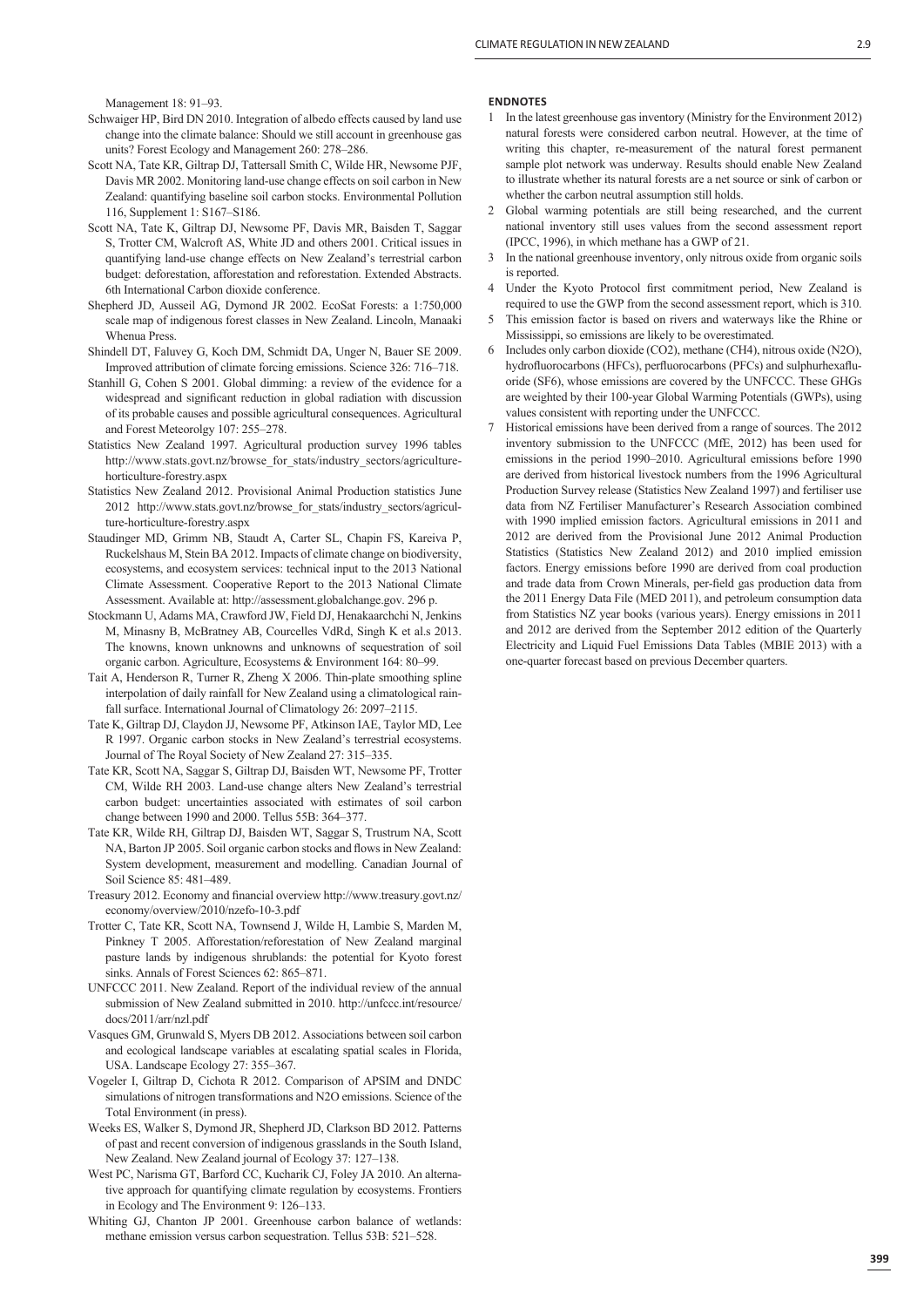Management 18: 91–93.

Schwaiger HP, Bird DN 2010. Integration of albedo effects caused by land use change into the climate balance: Should we still account in greenhouse gas units? Forest Ecology and Management 260: 278–286.

Scott NA, Tate KR, Giltrap DJ, Tattersall Smith C, Wilde HR, Newsome PJF, Davis MR 2002. Monitoring land-use change effects on soil carbon in New Zealand: quantifying baseline soil carbon stocks. Environmental Pollution 116, Supplement 1: S167–S186.

Scott NA, Tate K, Giltrap DJ, Newsome PF, Davis MR, Baisden T, Saggar S, Trotter CM, Walcroft AS, White JD and others 2001. Critical issues in quantifying land-use change effects on New Zealand's terrestrial carbon budget: deforestation, afforestation and reforestation. Extended Abstracts. 6th International Carbon dioxide conference.

Shepherd JD, Ausseil AG, Dymond JR 2002. EcoSat Forests: a 1:750,000 scale map of indigenous forest classes in New Zealand. Lincoln, Manaaki Whenua Press.

Shindell DT, Faluvey G, Koch DM, Schmidt DA, Unger N, Bauer SE 2009. Improved attribution of climate forcing emissions. Science 326: 716–718.

Stanhill G, Cohen S 2001. Global dimming: a review of the evidence for a widespread and significant reduction in global radiation with discussion of its probable causes and possible agricultural consequences. Agricultural and Forest Meteorolgy 107: 255–278.

Statistics New Zealand 1997. Agricultural production survey 1996 tables http://www.stats.govt.nz/browse_for_stats/industry_sectors/agriculture-horticulture-forestry.aspx

Statistics New Zealand 2012. Provisional Animal Production statistics June 2012 http://www.stats.govt.nz/browse_for_stats/industry_sectors/agriculture-horticulture-forestry.aspx

Staudinger MD, Grimm NB, Staudt A, Carter SL, Chapin FS, Kareiva P, Ruckelshaus M, Stein BA 2012. Impacts of climate change on biodiversity, ecosystems, and ecosystem services: technical input to the 2013 National Climate Assessment. Cooperative Report to the 2013 National Climate Assessment. Available at: http://assessment.globalchange.gov. 296 p.

Stockmann U, Adams MA, Crawford JW, Field DJ, Henakaarchchi N, Jenkins M, Minasny B, McBratney AB, Courcelles VdRd, Singh K et al.s 2013. The knowns, known unknowns and unknowns of sequestration of soil organic carbon. Agriculture, Ecosystems & Environment 164: 80–99.

Tait A, Henderson R, Turner R, Zheng X 2006. Thin-plate smoothing spline interpolation of daily rainfall for New Zealand using a climatological rainfall surface. International Journal of Climatology 26: 2097–2115.

Tate K, Giltrap DJ, Claydon JJ, Newsome PF, Atkinson IAE, Taylor MD, Lee R 1997. Organic carbon stocks in New Zealand's terrestrial ecosystems. Journal of The Royal Society of New Zealand 27: 315–335.

Tate KR, Scott NA, Saggar S, Giltrap DJ, Baisden WT, Newsome PF, Trotter CM, Wilde RH 2003. Land-use change alters New Zealand's terrestrial carbon budget: uncertainties associated with estimates of soil carbon change between 1990 and 2000. Tellus 55B: 364–377.

Tate KR, Wilde RH, Giltrap DJ, Baisden WT, Saggar S, Trustrum NA, Scott NA, Barton JP 2005. Soil organic carbon stocks and flows in New Zealand: System development, measurement and modelling. Canadian Journal of Soil Science 85: 481–489.

Treasury 2012. Economy and financial overview http://www.treasury.govt.nz/economy/overview/2010/nzefo-10-3.pdf

Trotter C, Tate KR, Scott NA, Townsend J, Wilde H, Lambie S, Marden M, Pinkney T 2005. Afforestation/reforestation of New Zealand marginal pasture lands by indigenous shrublands: the potential for Kyoto forest sinks. Annals of Forest Sciences 62: 865–871.

UNFCCC 2011. New Zealand. Report of the individual review of the annual submission of New Zealand submitted in 2010. http://unfccc.int/resource/docs/2011/arr/nzl.pdf

Vasques GM, Grunwald S, Myers DB 2012. Associations between soil carbon and ecological landscape variables at escalating spatial scales in Florida, USA. Landscape Ecology 27: 355–367.

Vogeler I, Giltrap D, Cichota R 2012. Comparison of APSIM and DNDC simulations of nitrogen transformations and N2O emissions. Science of the Total Environment (in press).

Weeks ES, Walker S, Dymond JR, Shepherd JD, Clarkson BD 2012. Patterns of past and recent conversion of indigenous grasslands in the South Island, New Zealand. New Zealand journal of Ecology 37: 127–138.

West PC, Narisma GT, Barford CC, Kucharik CJ, Foley JA 2010. An alternative approach for quantifying climate regulation by ecosystems. Frontiers in Ecology and The Environment 9: 126–133.

Whiting GJ, Chanton JP 2001. Greenhouse carbon balance of wetlands: methane emission versus carbon sequestration. Tellus 53B: 521–528.

## ENDNOTES

1. In the latest greenhouse gas inventory (Ministry for the Environment 2012) natural forests were considered carbon neutral. However, at the time of writing this chapter, re-measurement of the natural forest permanent sample plot network was underway. Results should enable New Zealand to illustrate whether its natural forests are a net source or sink of carbon or whether the carbon neutral assumption still holds.
2. Global warming potentials are still being researched, and the current national inventory still uses values from the second assessment report (IPCC, 1996), in which methane has a GWP of 21.
3. In the national greenhouse inventory, only nitrous oxide from organic soils is reported.
4. Under the Kyoto Protocol first commitment period, New Zealand is required to use the GWP from the second assessment report, which is 310.
5. This emission factor is based on rivers and waterways like the Rhine or Mississippi, so emissions are likely to be overestimated.
6. Includes only carbon dioxide (CO2), methane (CH4), nitrous oxide (N2O), hydrofluorocarbons (HFCs), perfluorocarbons (PFCs) and sulphurhexafluoride (SF6), whose emissions are covered by the UNFCCC. These GHGs are weighted by their 100-year Global Warming Potentials (GWPs), using values consistent with reporting under the UNFCCC.
7. Historical emissions have been derived from a range of sources. The 2012 inventory submission to the UNFCCC (MfE, 2012) has been used for emissions in the period 1990–2010. Agricultural emissions before 1990 are derived from historical livestock numbers from the 1996 Agricultural Production Survey release (Statistics New Zealand 1997) and fertiliser use data from NZ Fertiliser Manufacturer's Research Association combined with 1990 implied emission factors. Agricultural emissions in 2011 and 2012 are derived from the Provisional June 2012 Animal Production Statistics (Statistics New Zealand 2012) and 2010 implied emission factors. Energy emissions before 1990 are derived from coal production and trade data from Crown Minerals, per-field gas production data from the 2011 Energy Data File (MED 2011), and petroleum consumption data from Statistics NZ year books (various years). Energy emissions in 2011 and 2012 are derived from the September 2012 edition of the Quarterly Electricity and Liquid Fuel Emissions Data Tables (MBIE 2013) with a one-quarter forecast based on previous December quarters.